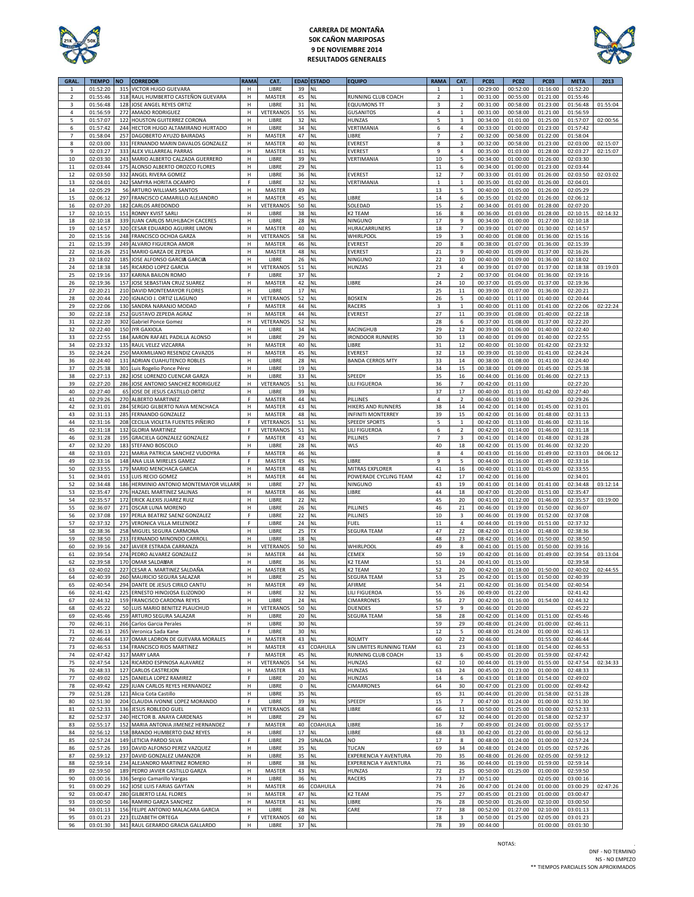# CARRERA DE MONTAÑA
## 50K CAÑON MARIPOSAS
## 9 DE NOVIEMBRE 2014
## RESULTADOS GENERALES

| GRAL. | TIEMPO | NO | CORREDOR | RAMA | CAT. | EDAD | ESTADO | EQUIPO | RAMA | CAT. | PC01 | PC02 | PC03 | META | 2013 |
|---|---|---|---|---|---|---|---|---|---|---|---|---|---|---|---|
| 1 | 01:52:20 | 315 | VICTOR HUGO GUEVARA | H | LIBRE | 39 | NL | | 1 | 1 | 00:29:00 | 00:52:00 | 01:16:00 | 01:52:20 | |
| 2 | 01:55:46 | 318 | RAUL HUMBERTO CASTEÑON GUEVARA | H | MASTER | 45 | NL | RUNNING CLUB COACH | 2 | 1 | 00:31:00 | 00:55:00 | 01:21:00 | 01:55:46 | |
| 3 | 01:56:48 | 128 | JOSE ANGEL REYES ORTIZ | H | LIBRE | 31 | NL | EQUUMONS TT | 3 | 2 | 00:31:00 | 00:58:00 | 01:23:00 | 01:56:48 | 01:55:04 |
| 4 | 01:56:59 | 272 | AMADO RODRIGUEZ | H | VETERANOS | 55 | NL | GUSANITOS | 4 | 1 | 00:31:00 | 00:58:00 | 01:21:00 | 01:56:59 | |
| 5 | 01:57:07 | 122 | HOUSTON GUITERREZ CORONA | H | LIBRE | 32 | NL | HUNZAS | 5 | 3 | 00:34:00 | 01:01:00 | 01:25:00 | 01:57:07 | 02:00:56 |
| 6 | 01:57:42 | 244 | HECTOR HUGO ALTAMIRANO HURTADO | H | LIBRE | 34 | NL | VERTIMANIA | 6 | 4 | 00:33:00 | 01:00:00 | 01:23:00 | 01:57:42 | |
| 7 | 01:58:04 | 257 | DAGOBERTO AYUZO BAIRADAS | H | MASTER | 47 | NL | LIBRE | 7 | 2 | 00:32:00 | 00:58:00 | 01:22:00 | 01:58:04 | |
| 8 | 02:03:00 | 331 | FERNANDO MARIN DAVALOS GONZALEZ | H | MASTER | 40 | NL | EVEREST | 8 | 3 | 00:32:00 | 00:58:00 | 01:23:00 | 02:03:00 | 02:15:07 |
| 9 | 02:03:27 | 333 | ALEX VILLARREAL PARRAS | H | MASTER | 41 | NL | EVEREST | 9 | 4 | 00:35:00 | 01:03:00 | 01:28:00 | 02:03:27 | 02:15:07 |
| 10 | 02:03:30 | 243 | MARIO ALBERTO CALZADA GUERRERO | H | LIBRE | 39 | NL | VERTIMANIA | 10 | 5 | 00:34:00 | 01:00:00 | 01:26:00 | 02:03:30 | |
| 11 | 02:03:44 | 175 | ALONSO ALBERTO OROZCO FLORES | H | LIBRE | 29 | NL | | 11 | 6 | 00:34:00 | 01:00:00 | 01:23:00 | 02:03:44 | |
| 12 | 02:03:50 | 332 | ANGEL RIVERA GOMEZ | H | LIBRE | 36 | NL | EVEREST | 12 | 7 | 00:33:00 | 01:01:00 | 01:26:00 | 02:03:50 | 02:03:02 |
| 13 | 02:04:01 | 242 | SAMYRA HORITA OCAMPO | F | LIBRE | 32 | NL | VERTIMANIA | 1 | 1 | 00:35:00 | 01:02:00 | 01:26:00 | 02:04:01 | |
| 14 | 02:05:29 | 56 | ARTURO WILLIAMS SANTOS | H | MASTER | 49 | NL | | 13 | 5 | 00:40:00 | 01:05:00 | 01:26:00 | 02:05:29 | |
| 15 | 02:06:12 | 297 | FRANCISCO CAMARILLO ALEJANDRO | H | MASTER | 45 | NL | LIBRE | 14 | 6 | 00:35:00 | 01:02:00 | 01:26:00 | 02:06:12 | |
| 16 | 02:07:20 | 182 | CARLOS AREDONDO | H | VETERANOS | 50 | NL | SOLEDAD | 15 | 2 | 00:34:00 | 01:01:00 | 01:28:00 | 02:07:20 | |
| 17 | 02:10:15 | 151 | RONNY KVIST SARLI | H | LIBRE | 38 | NL | K2 TEAM | 16 | 8 | 00:36:00 | 01:03:00 | 01:28:00 | 02:10:15 | 02:14:32 |
| 18 | 02:10:18 | 339 | JUAN CARLOS MUHLBACH CACERES | H | LIBRE | 28 | NL | NINGUNO | 17 | 9 | 00:34:00 | 01:00:00 | 01:27:00 | 02:10:18 | |
| 19 | 02:14:57 | 320 | CESAR EDUARDO AGUIRRE LIMON | H | MASTER | 40 | NL | HURACARRUNERS | 18 | 7 | 00:39:00 | 01:07:00 | 01:30:00 | 02:14:57 | |
| 20 | 02:15:16 | 248 | FRANCISCO OCHOA GARZA | H | VETERANOS | 58 | NL | WHIRLPOOL | 19 | 3 | 00:40:00 | 01:08:00 | 01:36:00 | 02:15:16 | |
| 21 | 02:15:39 | 249 | ALVARO FIGUEROA AMOR | H | MASTER | 46 | NL | EVEREST | 20 | 8 | 00:38:00 | 01:07:00 | 01:36:00 | 02:15:39 | |
| 22 | 02:16:26 | 251 | MARIO GARZA DE ZEPEDA | H | MASTER | 48 | NL | EVEREST | 21 | 9 | 00:40:00 | 01:09:00 | 01:37:00 | 02:16:26 | |
| 23 | 02:18:02 | 185 | JOSE ALFONSO GARCIA GARCIA | H | LIBRE | 26 | NL | NINGUNO | 22 | 10 | 00:40:00 | 01:09:00 | 01:36:00 | 02:18:02 | |
| 24 | 02:18:38 | 145 | RICARDO LOPEZ GARCIA | H | VETERANOS | 51 | NL | HUNZAS | 23 | 4 | 00:39:00 | 01:07:00 | 01:37:00 | 02:18:38 | 03:19:03 |
| 25 | 02:19:16 | 337 | KARINA BAILON ROMO | F | LIBRE | 37 | NL | | 2 | 2 | 00:37:00 | 01:04:00 | 01:36:00 | 02:19:16 | |
| 26 | 02:19:36 | 157 | JOSE SEBASTIAN CRUZ SUAREZ | H | MASTER | 42 | NL | LIBRE | 24 | 10 | 00:37:00 | 01:05:00 | 01:37:00 | 02:19:36 | |
| 27 | 02:20:21 | 210 | DAVID MONTEMAYOR FLORES | H | LIBRE | 17 | NL | | 25 | 11 | 00:39:00 | 01:07:00 | 01:36:00 | 02:20:21 | |
| 28 | 02:20:44 | 220 | IGNACIO J. ORTIZ LLAGUNO | H | VETERANOS | 52 | NL | BOSKEN | 26 | 5 | 00:40:00 | 01:11:00 | 01:40:00 | 02:20:44 | |
| 29 | 02:22:06 | 130 | SANDRA NARANJO MODAD | F | MASTER | 44 | NL | RACERS | 3 | 1 | 00:40:00 | 01:11:00 | 01:41:00 | 02:22:06 | 02:22:24 |
| 30 | 02:22:18 | 252 | GUSTAVO ZEPEDA AGRAZ | H | MASTER | 44 | NL | EVEREST | 27 | 11 | 00:39:00 | 01:08:00 | 01:40:00 | 02:22:18 | |
| 31 | 02:22:20 | 302 | Gabriel Ponce Gomez | H | VETERANOS | 52 | NL | | 28 | 6 | 00:37:00 | 01:08:00 | 01:37:00 | 02:22:20 | |
| 32 | 02:22:40 | 150 | JYR GAXIOLA | H | LIBRE | 34 | NL | RACINGHUB | 29 | 12 | 00:39:00 | 01:06:00 | 01:40:00 | 02:22:40 | |
| 33 | 02:22:55 | 184 | AARON RAFAEL PADILLA ALONSO | H | LIBRE | 29 | NL | IRONDOOR RUNNERS | 30 | 13 | 00:40:00 | 01:09:00 | 01:40:00 | 02:22:55 | |
| 34 | 02:23:32 | 135 | RAUL VELEZ VIZCARRA | H | MASTER | 40 | NL | LIBRE | 31 | 12 | 00:40:00 | 01:10:00 | 01:42:00 | 02:23:32 | |
| 35 | 02:24:24 | 250 | MAXIMILIANO RESENDIZ CAVAZOS | H | MASTER | 45 | NL | EVEREST | 32 | 13 | 00:39:00 | 01:10:00 | 01:41:00 | 02:24:24 | |
| 36 | 02:24:40 | 131 | ADRIAN CUAHUTENCO ROBLES | H | LIBRE | 28 | NL | BANDA CERROS MTY | 33 | 14 | 00:38:00 | 01:08:00 | 01:41:00 | 02:24:40 | |
| 37 | 02:25:38 | 301 | Luis Rogelio Ponce Pérez | H | LIBRE | 19 | NL | | 34 | 15 | 00:38:00 | 01:09:00 | 01:45:00 | 02:25:38 | |
| 38 | 02:27:13 | 282 | JOSE LORENZO CUENCAR GARZA | H | LIBRE | 33 | NL | SPEEDY | 35 | 16 | 00:44:00 | 01:16:00 | 01:46:00 | 02:27:13 | |
| 39 | 02:27:20 | 286 | JOSE ANTONIO SANCHEZ RODRIGUEZ | H | VETERANOS | 51 | NL | LILI FIGUEROA | 36 | 7 | 00:42:00 | 01:11:00 | | 02:27:20 | |
| 40 | 02:27:40 | 65 | JOSE DE JESUS CASTILLO ORTIZ | H | LIBRE | 39 | NL | | 37 | 17 | 00:40:00 | 01:11:00 | 01:42:00 | 02:27:40 | |
| 41 | 02:29:26 | 270 | ALBERTO MARTINEZ | F | MASTER | 44 | NL | PILLINES | 4 | 2 | 00:46:00 | 01:19:00 | | 02:29:26 | |
| 42 | 02:31:01 | 284 | SERGIO GILBERTO NAVA MENCHACA | H | MASTER | 43 | NL | HIKERS AND RUNNERS | 38 | 14 | 00:42:00 | 01:14:00 | 01:45:00 | 02:31:01 | |
| 43 | 02:31:13 | 285 | FERNANDO GONZALEZ | H | MASTER | 48 | NL | INFINITI MONTERREY | 39 | 15 | 00:42:00 | 01:16:00 | 01:48:00 | 02:31:13 | |
| 44 | 02:31:16 | 208 | CECILIA VIOLETA FUENTES PIÑEIRO | F | VETERANOS | 51 | NL | SPEEDY SPORTS | 5 | 1 | 00:42:00 | 01:13:00 | 01:46:00 | 02:31:16 | |
| 45 | 02:31:18 | 132 | GLORIA MARTINEZ | F | VETERANOS | 51 | NL | LILI FIGUEROA | 6 | 2 | 00:42:00 | 01:14:00 | 01:46:00 | 02:31:18 | |
| 46 | 02:31:28 | 195 | GRACIELA GONZALEZ GONZALEZ | F | MASTER | 43 | NL | PILLINES | 7 | 3 | 00:41:00 | 01:14:00 | 01:48:00 | 02:31:28 | |
| 47 | 02:32:20 | 183 | STEFANO BOSCOLO | H | LIBRE | 28 | NL | WLS | 40 | 18 | 00:42:00 | 01:15:00 | 01:46:00 | 02:32:20 | |
| 48 | 02:33:03 | 221 | MARIA PATRICIA SANCHEZ VUDOYRA | F | MASTER | 46 | NL | | 8 | 4 | 00:43:00 | 01:16:00 | 01:49:00 | 02:33:03 | 04:06:12 |
| 49 | 02:33:16 | 148 | ANA LILIA MIRELES GAMEZ | F | MASTER | 45 | NL | LIBRE | 9 | 5 | 00:44:00 | 01:16:00 | 01:49:00 | 02:33:16 | |
| 50 | 02:33:55 | 179 | MARIO MENCHACA GARCIA | H | MASTER | 48 | NL | MITRAS EXPLORER | 41 | 16 | 00:40:00 | 01:11:00 | 01:45:00 | 02:33:55 | |
| 51 | 02:34:01 | 153 | LUIS RECIO GOMEZ | H | MASTER | 44 | NL | POWERADE CYCLING TEAM | 42 | 17 | 00:42:00 | 01:16:00 | | 02:34:01 | |
| 52 | 02:34:48 | 186 | HERMINIO ANTONIO MONTEMAYOR VILLARR | H | LIBRE | 27 | NL | NINGUNO | 43 | 19 | 00:41:00 | 01:14:00 | 01:41:00 | 02:34:48 | 03:12:14 |
| 53 | 02:35:47 | 276 | HAZAEL MARTINEZ SALINAS | H | MASTER | 46 | NL | LIBRE | 44 | 18 | 00:47:00 | 01:20:00 | 01:51:00 | 02:35:47 | |
| 54 | 02:35:57 | 172 | ERICK ALEXIS JUAREZ RUIZ | H | LIBRE | 22 | NL | | 45 | 20 | 00:41:00 | 01:12:00 | 01:46:00 | 02:35:57 | 03:19:00 |
| 55 | 02:36:07 | 271 | OSCAR LUNA MORENO | H | LIBRE | 26 | NL | PILLINES | 46 | 21 | 00:46:00 | 01:19:00 | 01:50:00 | 02:36:07 | |
| 56 | 02:37:08 | 197 | PERLA BEATRIZ SAENZ GONZALEZ | F | LIBRE | 22 | NL | PILLINES | 10 | 3 | 00:46:00 | 01:19:00 | 01:52:00 | 02:37:08 | |
| 57 | 02:37:32 | 275 | VERONICA VILLA MELENDEZ | F | LIBRE | 24 | NL | FUEL | 11 | 4 | 00:44:00 | 01:19:00 | 01:51:00 | 02:37:32 | |
| 58 | 02:38:36 | 258 | MIGUEL SEGURA CARMONA | H | LIBRE | 25 | TX | SEGURA TEAM | 47 | 22 | 08:42:00 | 01:14:00 | 01:48:00 | 02:38:36 | |
| 59 | 02:38:50 | 233 | FERNANDO MINONDO CARROLL | H | LIBRE | 18 | NL | | 48 | 23 | 08:42:00 | 01:16:00 | 01:50:00 | 02:38:50 | |
| 60 | 02:39:16 | 247 | JAVIER ESTRADA CARRANZA | H | VETERANOS | 50 | NL | WHIRLPOOL | 49 | 8 | 00:41:00 | 01:15:00 | 01:50:00 | 02:39:16 | |
| 61 | 02:39:54 | 274 | PEDRO ALVAREZ GONZALEZ | H | MASTER | 44 | NL | CEMEX | 50 | 19 | 00:42:00 | 01:16:00 | 01:49:00 | 02:39:54 | 03:13:04 |
| 62 | 02:39:58 | 170 | OMAR SALDAÑAR | H | LIBRE | 36 | NL | K2 TEAM | 51 | 24 | 00:41:00 | 01:15:00 | | 02:39:58 | |
| 63 | 02:40:02 | 227 | CESAR A. MARTINEZ SALDAÑA | H | MASTER | 45 | NL | K2 TEAM | 52 | 20 | 00:42:00 | 01:18:00 | 01:50:00 | 02:40:02 | 02:44:55 |
| 64 | 02:40:39 | 260 | MAURICIO SEGURA SALAZAR | H | LIBRE | 25 | NL | SEGURA TEAM | 53 | 25 | 00:42:00 | 01:15:00 | 01:50:00 | 02:40:39 | |
| 65 | 02:40:54 | 294 | DANTE DE JESUS CIRILO CANTU | H | MASTER | 49 | NL | AFIRME | 54 | 21 | 00:42:00 | 01:16:00 | 01:54:00 | 02:40:54 | |
| 66 | 02:41:42 | 225 | ERNESTO HINOJOSA ELIZONDO | H | LIBRE | 32 | NL | LILI FIGUEROA | 55 | 26 | 00:49:00 | 01:22:00 | | 02:41:42 | |
| 67 | 02:44:32 | 159 | FRANCISCO CARDONA REYES | H | LIBRE | 24 | NL | CIMARRONES | 56 | 27 | 00:42:00 | 01:16:00 | 01:54:00 | 02:44:32 | |
| 68 | 02:45:22 | 50 | LUIS MARIO BENITEZ PLAUCHUD | H | VETERANOS | 50 | NL | DUENDES | 57 | 9 | 00:46:00 | 01:20:00 | | 02:45:22 | |
| 69 | 02:45:46 | 259 | ARTURO SEGURA SALAZAR | H | LIBRE | 20 | NL | SEGURA TEAM | 58 | 28 | 00:42:00 | 01:14:00 | 01:51:00 | 02:45:46 | |
| 70 | 02:46:11 | 266 | Carlos Garcia Perales | H | LIBRE | 30 | NL | | 59 | 29 | 00:48:00 | 01:24:00 | 01:00:00 | 02:46:11 | |
| 71 | 02:46:13 | 265 | Veronica Sada Kane | F | LIBRE | 30 | NL | | 12 | 5 | 00:48:00 | 01:24:00 | 01:00:00 | 02:46:13 | |
| 72 | 02:46:44 | 137 | OMAR LADRON DE GUEVARA MORALES | H | MASTER | 43 | NL | ROLMTY | 60 | 22 | 00:46:00 | | 01:55:00 | 02:46:44 | |
| 73 | 02:46:53 | 134 | FRANCISCO RIOS MARTINEZ | H | MASTER | 43 | COAHUILA | SIN LIMITES RUNNING TEAM | 61 | 23 | 00:43:00 | 01:18:00 | 01:54:00 | 02:46:53 | |
| 74 | 02:47:42 | 317 | MARY LARA | F | MASTER | 45 | NL | RUNNING CLUB COACH | 13 | 6 | 00:45:00 | 01:20:00 | 01:59:00 | 02:47:42 | |
| 75 | 02:47:54 | 124 | RICARDO ESPINOSA ALAVAREZ | H | VETERANOS | 54 | NL | HUNZAS | 62 | 10 | 00:44:00 | 01:19:00 | 01:55:00 | 02:47:54 | 02:34:33 |
| 76 | 02:48:33 | 127 | CARLOS CASTREJON | H | MASTER | 43 | NL | HUNZAS | 63 | 24 | 00:45:00 | 01:23:00 | 01:00:00 | 02:48:33 | |
| 77 | 02:49:02 | 125 | DANIELA LOPEZ RAMIREZ | F | LIBRE | 20 | NL | HUNZAS | 14 | 6 | 00:43:00 | 01:18:00 | 01:54:00 | 02:49:02 | |
| 78 | 02:49:42 | 229 | JUAN CARLOS REYES HERNANDEZ | H | LIBRE | 0 | NL | CIMARRONES | 64 | 30 | 00:47:00 | 01:23:00 | 01:00:00 | 02:49:42 | |
| 79 | 02:51:28 | 121 | Alicia Cota Castillo | H | LIBRE | 35 | NL | | 65 | 31 | 00:44:00 | 01:20:00 | 01:58:00 | 02:51:28 | |
| 80 | 02:51:30 | 204 | CLAUDIA IVONNE LOPEZ MORANDO | F | LIBRE | 39 | NL | SPEEDY | 15 | 7 | 00:47:00 | 01:24:00 | 01:00:00 | 02:51:30 | |
| 81 | 02:52:33 | 136 | JESUS ROBLEDO GUEL | H | VETERANOS | 68 | NL | LIBRE | 66 | 11 | 00:50:00 | 01:25:00 | 01:00:00 | 02:52:33 | |
| 82 | 02:52:37 | 240 | HECTOR B. ANAYA CARDENAS | H | LIBRE | 29 | NL | | 67 | 32 | 00:44:00 | 01:20:00 | 01:58:00 | 02:52:37 | |
| 83 | 02:55:17 | 152 | MARIA ANTONIA JIMENEZ HERNANDEZ | F | MASTER | 40 | COAHUILA | LIBRE | 16 | 7 | 00:49:00 | 01:24:00 | 01:00:00 | 02:55:17 | |
| 84 | 02:56:12 | 158 | BRANDO HUMBERTO DIAZ REYES | H | LIBRE | 17 | NL | LIBRE | 68 | 33 | 00:42:00 | 01:22:00 | 01:00:00 | 02:56:12 | |
| 85 | 02:57:24 | 149 | LETICIA PARDO SILVA | F | LIBRE | 29 | SINALOA | NO | 17 | 8 | 00:48:00 | 01:24:00 | 01:00:00 | 02:57:24 | |
| 86 | 02:57:26 | 193 | DAVID ALFONSO PEREZ VAZQUEZ | H | LIBRE | 35 | NL | TUCAN | 69 | 34 | 00:48:00 | 01:24:00 | 01:05:00 | 02:57:26 | |
| 87 | 02:59:12 | 237 | DAVID GONZALEZ UMANZOR | H | LIBRE | 35 | NL | EXPERIENCIA Y AVENTURA | 70 | 35 | 00:48:00 | 01:26:00 | 02:05:00 | 02:59:12 | |
| 88 | 02:59:14 | 234 | ALEJANDRO MARTINEZ ROMERO | H | LIBRE | 38 | NL | EXPERIENCIA Y AVENTURA | 71 | 36 | 00:44:00 | 01:19:00 | 01:59:00 | 02:59:14 | |
| 89 | 02:59:50 | 189 | PEDRO JAVIER CASTILLO GARZA | H | MASTER | 43 | NL | HUNZAS | 72 | 25 | 00:50:00 | 01:25:00 | 01:00:00 | 02:59:50 | |
| 90 | 03:00:16 | 336 | Sergio Camarillo Vargas | H | LIBRE | 36 | NL | RACERS | 73 | 37 | 00:51:00 | | 02:05:00 | 03:00:16 | |
| 91 | 03:00:29 | 162 | JOSE LUIS FARIAS GAYTAN | H | MASTER | 46 | COAHUILA | | 74 | 26 | 00:47:00 | 01:24:00 | 01:00:00 | 03:00:29 | 02:47:26 |
| 92 | 03:00:47 | 280 | GILBERTO LEAL FLORES | H | MASTER | 47 | NL | K2 TEAM | 75 | 27 | 00:45:00 | 01:23:00 | 01:00:00 | 03:00:47 | |
| 93 | 03:00:50 | 146 | RAMIRO GARZA SANCHEZ | H | MASTER | 41 | NL | LIBRE | 76 | 28 | 00:50:00 | 01:26:00 | 02:10:00 | 03:00:50 | |
| 94 | 03:01:13 | 156 | FELIPE ANTONIO MALACARA GARCIA | H | LIBRE | 28 | NL | CARE | 77 | 38 | 00:52:00 | 01:27:00 | 02:10:00 | 03:01:13 | |
| 95 | 03:01:23 | 223 | ELIZABETH ORTEGA | F | VETERANOS | 60 | NL | | 18 | 3 | 00:50:00 | 01:25:00 | 02:05:00 | 03:01:23 | |
| 96 | 03:01:30 | 341 | RAUL GERARDO GRACIA GALLARDO | H | LIBRE | 37 | NL | | 78 | 39 | 00:44:00 | | 01:00:00 | 03:01:30 | |

NOTAS:

DNF - NO TERMINO
NS - NO EMPEZO
** TIEMPOS PARCIALES SON APROXIMADOS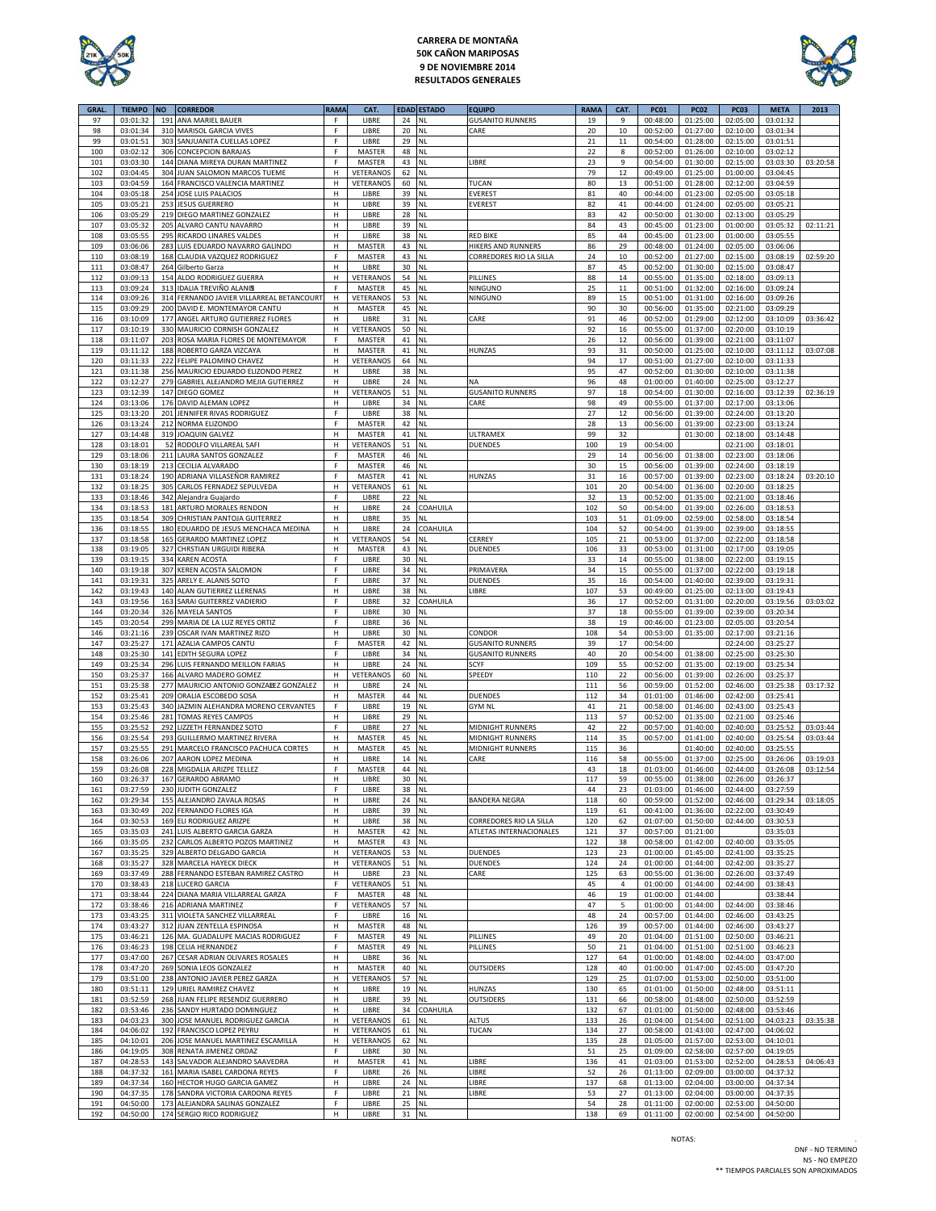# CARRERA DE MONTAÑA
## 50K CAÑON MARIPOSAS
### 9 DE NOVIEMBRE 2014
### RESULTADOS GENERALES

| GRAL. | TIEMPO | NO | CORREDOR | RAMA | CAT. | EDAD | ESTADO | EQUIPO | RAMA | CAT. | PC01 | PC02 | PC03 | META | 2013 |
|---|---|---|---|---|---|---|---|---|---|---|---|---|---|---|---|
| 97 | 03:01:32 | 191 | ANA MARIEL BAUER | F | LIBRE | 24 | NL | GUSANITO RUNNERS | 19 | 9 | 00:48:00 | 01:25:00 | 02:05:00 | 03:01:32 | |
| 98 | 03:01:34 | 310 | MARISOL GARCIA VIVES | F | LIBRE | 20 | NL | CARE | 20 | 10 | 00:52:00 | 01:27:00 | 02:10:00 | 03:01:34 | |
| 99 | 03:01:51 | 303 | SANJUANITA CUELLAS LOPEZ | F | LIBRE | 29 | NL | | 21 | 11 | 00:54:00 | 01:28:00 | 02:15:00 | 03:01:51 | |
| 100 | 03:02:12 | 306 | CONCEPCION BARAJAS | F | MASTER | 48 | NL | | 22 | 8 | 00:52:00 | 01:26:00 | 02:10:00 | 03:02:12 | |
| 101 | 03:03:30 | 144 | DIANA MIREYA DURAN MARTINEZ | F | MASTER | 43 | NL | LIBRE | 23 | 9 | 00:54:00 | 01:30:00 | 02:15:00 | 03:03:30 | 03:20:58 |
| 102 | 03:04:45 | 304 | JUAN SALOMON MARCOS TUEME | H | VETERANOS | 62 | NL | | 79 | 12 | 00:49:00 | 01:25:00 | 01:00:00 | 03:04:45 | |
| 103 | 03:04:59 | 164 | FRANCISCO VALENCIA MARTINEZ | H | VETERANOS | 60 | NL | TUCAN | 80 | 13 | 00:51:00 | 01:28:00 | 02:12:00 | 03:04:59 | |
| 104 | 03:05:18 | 254 | JOSE LUIS PALACIOS | H | LIBRE | 39 | NL | EVEREST | 81 | 40 | 00:44:00 | 01:23:00 | 02:05:00 | 03:05:18 | |
| 105 | 03:05:21 | 253 | JESUS GUERRERO | H | LIBRE | 39 | NL | EVEREST | 82 | 41 | 00:44:00 | 01:24:00 | 02:05:00 | 03:05:21 | |
| 106 | 03:05:29 | 219 | DIEGO MARTINEZ GONZALEZ | H | LIBRE | 28 | NL | | 83 | 42 | 00:50:00 | 01:30:00 | 02:13:00 | 03:05:29 | |
| 107 | 03:05:32 | 205 | ALVARO CANTU NAVARRO | H | LIBRE | 39 | NL | | 84 | 43 | 00:45:00 | 01:23:00 | 01:00:00 | 03:05:32 | 02:11:21 |
| 108 | 03:05:55 | 295 | RICARDO LINARES VALDES | H | LIBRE | 38 | NL | RED BIKE | 85 | 44 | 00:45:00 | 01:23:00 | 01:00:00 | 03:05:55 | |
| 109 | 03:06:06 | 283 | LUIS EDUARDO NAVARRO GALINDO | H | MASTER | 43 | NL | HIKERS AND RUNNERS | 86 | 29 | 00:48:00 | 01:24:00 | 02:05:00 | 03:06:06 | |
| 110 | 03:08:19 | 168 | CLAUDIA VAZQUEZ RODRIGUEZ | F | MASTER | 43 | NL | CORREDORES RIO LA SILLA | 24 | 10 | 00:52:00 | 01:27:00 | 02:15:00 | 03:08:19 | 02:59:20 |
| 111 | 03:08:47 | 264 | Gilberto Garza | H | LIBRE | 30 | NL | | 87 | 45 | 00:52:00 | 01:30:00 | 02:15:00 | 03:08:47 | |
| 112 | 03:09:13 | 154 | ALDO RODRIGUEZ GUERRA | H | VETERANOS | 54 | NL | PILLINES | 88 | 14 | 00:55:00 | 01:35:00 | 02:18:00 | 03:09:13 | |
| 113 | 03:09:24 | 313 | IDALIA TREVIÑO ALANIS | F | MASTER | 45 | NL | NINGUNO | 25 | 11 | 00:51:00 | 01:32:00 | 02:16:00 | 03:09:24 | |
| 114 | 03:09:26 | 314 | FERNANDO JAVIER VILLARREAL BETANCOURT | H | VETERANOS | 53 | NL | NINGUNO | 89 | 15 | 00:51:00 | 01:31:00 | 02:16:00 | 03:09:26 | |
| 115 | 03:09:29 | 200 | DAVID E. MONTEMAYOR CANTU | H | MASTER | 45 | NL | | 90 | 30 | 00:56:00 | 01:35:00 | 02:21:00 | 03:09:29 | |
| 116 | 03:10:09 | 177 | ANGEL ARTURO GUTIERREZ FLORES | H | LIBRE | 31 | NL | CARE | 91 | 46 | 00:52:00 | 01:29:00 | 02:12:00 | 03:10:09 | 03:36:42 |
| 117 | 03:10:19 | 330 | MAURICIO CORNISH GONZALEZ | H | VETERANOS | 50 | NL | | 92 | 16 | 00:55:00 | 01:37:00 | 02:20:00 | 03:10:19 | |
| 118 | 03:11:07 | 203 | ROSA MARIA FLORES DE MONTEMAYOR | F | MASTER | 41 | NL | | 26 | 12 | 00:56:00 | 01:39:00 | 02:21:00 | 03:11:07 | |
| 119 | 03:11:12 | 188 | ROBERTO GARZA VIZCAYA | H | MASTER | 41 | NL | HUNZAS | 93 | 31 | 00:50:00 | 01:25:00 | 02:10:00 | 03:11:12 | 03:07:08 |
| 120 | 03:11:33 | 222 | FELIPE PALOMINO CHAVEZ | H | VETERANOS | 64 | NL | | 94 | 17 | 00:51:00 | 01:27:00 | 02:10:00 | 03:11:33 | |
| 121 | 03:11:38 | 256 | MAURICIO EDUARDO ELIZONDO PEREZ | H | LIBRE | 38 | NL | | 95 | 47 | 00:52:00 | 01:30:00 | 02:10:00 | 03:11:38 | |
| 122 | 03:12:27 | 279 | GABRIEL ALEJANDRO MEJIA GUTIERREZ | H | LIBRE | 24 | NL | NA | 96 | 48 | 01:00:00 | 01:40:00 | 02:25:00 | 03:12:27 | |
| 123 | 03:12:39 | 147 | DIEGO GOMEZ | H | VETERANOS | 51 | NL | GUSANITO RUNNERS | 97 | 18 | 00:54:00 | 01:30:00 | 02:16:00 | 03:12:39 | 02:36:19 |
| 124 | 03:13:06 | 176 | DAVID ALEMAN LOPEZ | H | LIBRE | 34 | NL | CARE | 98 | 49 | 00:55:00 | 01:37:00 | 02:17:00 | 03:13:06 | |
| 125 | 03:13:20 | 201 | JENNIFER RIVAS RODRIGUEZ | F | LIBRE | 38 | NL | | 27 | 12 | 00:56:00 | 01:39:00 | 02:24:00 | 03:13:20 | |
| 126 | 03:13:24 | 212 | NORMA ELIZONDO | F | MASTER | 42 | NL | | 28 | 13 | 00:56:00 | 01:39:00 | 02:23:00 | 03:13:24 | |
| 127 | 03:14:48 | 319 | JOAQUIN GALVEZ | H | MASTER | 41 | NL | ULTRAMEX | 99 | 32 | | 01:30:00 | 02:18:00 | 03:14:48 | |
| 128 | 03:18:01 | 52 | RODOLFO VILLAREAL SAFI | H | VETERANOS | 51 | NL | DUENDES | 100 | 19 | 00:54:00 | | 02:21:00 | 03:18:01 | |
| 129 | 03:18:06 | 211 | LAURA SANTOS GONZALEZ | F | MASTER | 46 | NL | | 29 | 14 | 00:56:00 | 01:38:00 | 02:23:00 | 03:18:06 | |
| 130 | 03:18:19 | 213 | CECILIA ALVARADO | F | MASTER | 46 | NL | | 30 | 15 | 00:56:00 | 01:39:00 | 02:24:00 | 03:18:19 | |
| 131 | 03:18:24 | 190 | ADRIANA VILLASEÑOR RAMIREZ | F | MASTER | 41 | NL | HUNZAS | 31 | 16 | 00:57:00 | 01:39:00 | 02:23:00 | 03:18:24 | 03:20:10 |
| 132 | 03:18:25 | 305 | CARLOS FERNADEZ SEPULVEDA | H | VETERANOS | 61 | NL | | 101 | 20 | 00:54:00 | 01:36:00 | 02:20:00 | 03:18:25 | |
| 133 | 03:18:46 | 342 | Alejandra Guajardo | F | LIBRE | 22 | NL | | 32 | 13 | 00:52:00 | 01:35:00 | 02:21:00 | 03:18:46 | |
| 134 | 03:18:53 | 181 | ARTURO MORALES RENDON | H | LIBRE | 24 | COAHUILA | | 102 | 50 | 00:54:00 | 01:39:00 | 02:26:00 | 03:18:53 | |
| 135 | 03:18:54 | 309 | CHRISTIAN PANTOJA GUITERREZ | H | LIBRE | 35 | NL | | 103 | 51 | 01:09:00 | 02:59:00 | 02:58:00 | 03:18:54 | |
| 136 | 03:18:55 | 180 | EDUARDO DE JESUS MENCHACA MEDINA | H | LIBRE | 24 | COAHUILA | | 104 | 52 | 00:54:00 | 01:39:00 | 02:39:00 | 03:18:55 | |
| 137 | 03:18:58 | 165 | GERARDO MARTINEZ LOPEZ | H | VETERANOS | 54 | NL | CERREY | 105 | 21 | 00:53:00 | 01:37:00 | 02:22:00 | 03:18:58 | |
| 138 | 03:19:05 | 327 | CHRSTIAN URGUIDI RIBERA | H | MASTER | 43 | NL | DUENDES | 106 | 33 | 00:53:00 | 01:31:00 | 02:17:00 | 03:19:05 | |
| 139 | 03:19:15 | 334 | KAREN ACOSTA | F | LIBRE | 30 | NL | | 33 | 14 | 00:55:00 | 01:38:00 | 02:22:00 | 03:19:15 | |
| 140 | 03:19:18 | 307 | KEREN ACOSTA SALOMON | F | LIBRE | 34 | NL | PRIMAVERA | 34 | 15 | 00:55:00 | 01:37:00 | 02:22:00 | 03:19:18 | |
| 141 | 03:19:31 | 325 | ARELY E. ALANIS SOTO | F | LIBRE | 37 | NL | DUENDES | 35 | 16 | 00:54:00 | 01:40:00 | 02:39:00 | 03:19:31 | |
| 142 | 03:19:43 | 140 | ALAN GUTIERREZ LLERENAS | H | LIBRE | 38 | NL | LIBRE | 107 | 53 | 00:49:00 | 01:25:00 | 02:13:00 | 03:19:43 | |
| 143 | 03:19:56 | 163 | SARAI GUITERREZ VADIERIO | F | LIBRE | 32 | COAHUILA | | 36 | 17 | 00:52:00 | 01:31:00 | 02:20:00 | 03:19:56 | 03:03:02 |
| 144 | 03:20:34 | 326 | MAYELA SANTOS | F | LIBRE | 30 | NL | | 37 | 18 | 00:55:00 | 01:39:00 | 02:39:00 | 03:20:34 | |
| 145 | 03:20:54 | 299 | MARIA DE LA LUZ REYES ORTIZ | F | LIBRE | 36 | NL | | 38 | 19 | 00:46:00 | 01:23:00 | 02:05:00 | 03:20:54 | |
| 146 | 03:21:16 | 239 | OSCAR IVAN MARTINEZ RIZO | H | LIBRE | 30 | NL | CONDOR | 108 | 54 | 00:53:00 | 01:35:00 | 02:17:00 | 03:21:16 | |
| 147 | 03:25:27 | 171 | AZALIA CAMPOS CANTU | F | MASTER | 42 | NL | GUSANITO RUNNERS | 39 | 17 | 00:54:00 | | 02:26:00 | 03:25:27 | |
| 148 | 03:25:30 | 141 | EDITH SEGURA LOPEZ | F | LIBRE | 34 | NL | GUSANITO RUNNERS | 40 | 20 | 00:54:00 | 01:38:00 | 02:25:00 | 03:25:30 | |
| 149 | 03:25:34 | 296 | LUIS FERNANDO MEILLON FARIAS | H | LIBRE | 24 | NL | SCYF | 109 | 55 | 00:52:00 | 01:35:00 | 02:19:00 | 03:25:34 | |
| 150 | 03:25:37 | 166 | ALVARO MADERO GOMEZ | H | VETERANOS | 60 | NL | SPEEDY | 110 | 22 | 00:56:00 | 01:39:00 | 02:26:00 | 03:25:37 | |
| 151 | 03:25:38 | 277 | MAURICIO ANTONIO GONZALEZ GONZALEZ | H | LIBRE | 24 | NL | | 111 | 56 | 00:59:00 | 01:52:00 | 02:46:00 | 03:25:38 | 03:17:32 |
| 152 | 03:25:41 | 209 | ORALIA ESCOBEDO SOSA | H | MASTER | 44 | NL | DUENDES | 112 | 34 | 01:01:00 | 01:46:00 | 02:42:00 | 03:25:41 | |
| 153 | 03:25:43 | 340 | JAZMIN ALEHANDRA MORENO CERVANTES | F | LIBRE | 19 | NL | GYM NL | 41 | 21 | 00:58:00 | 01:46:00 | 02:43:00 | 03:25:43 | |
| 154 | 03:25:46 | 281 | TOMAS REYES CAMPOS | H | LIBRE | 29 | NL | | 113 | 57 | 00:52:00 | 01:35:00 | 02:21:00 | 03:25:46 | |
| 155 | 03:25:52 | 292 | LIZZETH FERNANDEZ SOTO | F | LIBRE | 27 | NL | MIDNIGHT RUNNERS | 42 | 22 | 00:57:00 | 01:40:00 | 02:40:00 | 03:25:52 | 03:03:44 |
| 156 | 03:25:54 | 293 | GUILLERMO MARTINEZ RIVERA | H | MASTER | 45 | NL | MIDNIGHT RUNNERS | 114 | 35 | 00:57:00 | 01:41:00 | 02:40:00 | 03:25:54 | 03:03:44 |
| 157 | 03:25:55 | 291 | MARCELO FRANCISCO PACHUCA CORTES | H | MASTER | 45 | NL | MIDNIGHT RUNNERS | 115 | 36 | | 01:40:00 | 02:40:00 | 03:25:55 | |
| 158 | 03:26:06 | 207 | AARON LOPEZ MEDINA | H | LIBRE | 14 | NL | CARE | 116 | 58 | 00:55:00 | 01:37:00 | 02:25:00 | 03:26:06 | 03:19:03 |
| 159 | 03:26:08 | 228 | MIGDALIA ARIZPE TELLEZ | F | MASTER | 44 | NL | | 43 | 18 | 01:03:00 | 01:46:00 | 02:44:00 | 03:26:08 | 03:12:54 |
| 160 | 03:26:37 | 167 | GERARDO ABRAMO | H | LIBRE | 30 | NL | | 117 | 59 | 00:55:00 | 01:38:00 | 02:26:00 | 03:26:37 | |
| 161 | 03:27:59 | 230 | JUDITH GONZALEZ | F | LIBRE | 38 | NL | | 44 | 23 | 01:03:00 | 01:46:00 | 02:44:00 | 03:27:59 | |
| 162 | 03:29:34 | 155 | ALEJANDRO ZAVALA ROSAS | H | LIBRE | 24 | NL | BANDERA NEGRA | 118 | 60 | 00:59:00 | 01:52:00 | 02:46:00 | 03:29:34 | 03:18:05 |
| 163 | 03:30:49 | 202 | FERNANDO FLORES IGA | H | LIBRE | 39 | NL | | 119 | 61 | 00:41:00 | 01:36:00 | 02:22:00 | 03:30:49 | |
| 164 | 03:30:53 | 169 | ELI RODRIGUEZ ARIZPE | H | LIBRE | 38 | NL | CORREDORES RIO LA SILLA | 120 | 62 | 01:07:00 | 01:50:00 | 02:44:00 | 03:30:53 | |
| 165 | 03:35:03 | 241 | LUIS ALBERTO GARCIA GARZA | H | MASTER | 42 | NL | ATLETAS INTERNACIONALES | 121 | 37 | 00:57:00 | 01:21:00 | | 03:35:03 | |
| 166 | 03:35:05 | 232 | CARLOS ALBERTO POZOS MARTINEZ | H | MASTER | 43 | NL | | 122 | 38 | 00:58:00 | 01:42:00 | 02:40:00 | 03:35:05 | |
| 167 | 03:35:25 | 329 | ALBERTO DELGADO GARCIA | H | VETERANOS | 53 | NL | DUENDES | 123 | 23 | 01:00:00 | 01:45:00 | 02:41:00 | 03:35:25 | |
| 168 | 03:35:27 | 328 | MARCELA HAYECK DIECK | H | VETERANOS | 51 | NL | DUENDES | 124 | 24 | 01:00:00 | 01:44:00 | 02:42:00 | 03:35:27 | |
| 169 | 03:37:49 | 288 | FERNANDO ESTEBAN RAMIREZ CASTRO | H | LIBRE | 23 | NL | CARE | 125 | 63 | 00:55:00 | 01:36:00 | 02:26:00 | 03:37:49 | |
| 170 | 03:38:43 | 218 | LUCERO GARCIA | F | VETERANOS | 51 | NL | | 45 | 4 | 01:00:00 | 01:44:00 | 02:44:00 | 03:38:43 | |
| 171 | 03:38:44 | 224 | DIANA MARIA VILLARREAL GARZA | F | MASTER | 48 | NL | | 46 | 19 | 01:00:00 | 01:44:00 | | 03:38:44 | |
| 172 | 03:38:46 | 216 | ADRIANA MARTINEZ | F | VETERANOS | 57 | NL | | 47 | 5 | 01:00:00 | 01:44:00 | 02:44:00 | 03:38:46 | |
| 173 | 03:43:25 | 311 | VIOLETA SANCHEZ VILLARREAL | F | LIBRE | 16 | NL | | 48 | 24 | 00:57:00 | 01:44:00 | 02:46:00 | 03:43:25 | |
| 174 | 03:43:27 | 312 | JUAN ZENTELLA ESPINOSA | H | MASTER | 48 | NL | | 126 | 39 | 00:57:00 | 01:44:00 | 02:46:00 | 03:43:27 | |
| 175 | 03:46:21 | 126 | MA. GUADALUPE MACIAS RODRIGUEZ | F | MASTER | 49 | NL | PILLINES | 49 | 20 | 01:04:00 | 01:51:00 | 02:50:00 | 03:46:21 | |
| 176 | 03:46:23 | 198 | CELIA HERNANDEZ | F | MASTER | 49 | NL | PILLINES | 50 | 21 | 01:04:00 | 01:51:00 | 02:51:00 | 03:46:23 | |
| 177 | 03:47:00 | 267 | CESAR ADRIAN OLIVARES ROSALES | H | LIBRE | 36 | NL | | 127 | 64 | 01:00:00 | 01:48:00 | 02:44:00 | 03:47:00 | |
| 178 | 03:47:20 | 269 | SONIA LEOS GONZALEZ | H | MASTER | 40 | NL | OUTSIDERS | 128 | 40 | 01:00:00 | 01:47:00 | 02:45:00 | 03:47:20 | |
| 179 | 03:51:00 | 238 | ANTONIO JAVIER PEREZ GARZA | H | VETERANOS | 57 | NL | | 129 | 25 | 01:07:00 | 01:53:00 | 02:50:00 | 03:51:00 | |
| 180 | 03:51:11 | 129 | URIEL RAMIREZ CHAVEZ | H | LIBRE | 19 | NL | HUNZAS | 130 | 65 | 01:01:00 | 01:50:00 | 02:48:00 | 03:51:11 | |
| 181 | 03:52:59 | 268 | JUAN FELIPE RESENDIZ GUERRERO | H | LIBRE | 39 | NL | OUTSIDERS | 131 | 66 | 00:58:00 | 01:48:00 | 02:50:00 | 03:52:59 | |
| 182 | 03:53:46 | 236 | SANDY HURTADO DOMINGUEZ | H | LIBRE | 34 | COAHUILA | | 132 | 67 | 01:01:00 | 01:50:00 | 02:48:00 | 03:53:46 | |
| 183 | 04:03:23 | 300 | JOSE MANUEL RODRIGUEZ GARCIA | H | VETERANOS | 61 | NL | ALTUS | 133 | 26 | 01:04:00 | 01:54:00 | 02:51:00 | 04:03:23 | 03:35:38 |
| 184 | 04:06:02 | 192 | FRANCISCO LOPEZ PEYRU | H | VETERANOS | 61 | NL | TUCAN | 134 | 27 | 00:58:00 | 01:43:00 | 02:47:00 | 04:06:02 | |
| 185 | 04:10:01 | 206 | JOSE MANUEL MARTINEZ ESCAMILLA | H | VETERANOS | 62 | NL | | 135 | 28 | 01:05:00 | 01:57:00 | 02:53:00 | 04:10:01 | |
| 186 | 04:19:05 | 308 | RENATA JIMENEZ ORDAZ | F | LIBRE | 30 | NL | | 51 | 25 | 01:09:00 | 02:58:00 | 02:57:00 | 04:19:05 | |
| 187 | 04:28:53 | 143 | SALVADOR ALEJANDRO SAAVEDRA | H | MASTER | 41 | NL | LIBRE | 136 | 41 | 01:03:00 | 01:53:00 | 02:52:00 | 04:28:53 | 04:06:43 |
| 188 | 04:37:32 | 161 | MARIA ISABEL CARDONA REYES | F | LIBRE | 26 | NL | LIBRE | 52 | 26 | 01:13:00 | 02:09:00 | 03:00:00 | 04:37:32 | |
| 189 | 04:37:34 | 160 | HECTOR HUGO GARCIA GAMEZ | H | LIBRE | 24 | NL | LIBRE | 137 | 68 | 01:13:00 | 02:04:00 | 03:00:00 | 04:37:34 | |
| 190 | 04:37:35 | 178 | SANDRA VICTORIA CARDONA REYES | F | LIBRE | 21 | NL | LIBRE | 53 | 27 | 01:13:00 | 02:04:00 | 03:00:00 | 04:37:35 | |
| 191 | 04:50:00 | 173 | ALEJANDRA SALINAS GONZALEZ | F | LIBRE | 25 | NL | | 54 | 28 | 01:11:00 | 02:00:00 | 02:53:00 | 04:50:00 | |
| 192 | 04:50:00 | 174 | SERGIO RICO RODRIGUEZ | H | LIBRE | 31 | NL | | 138 | 69 | 01:11:00 | 02:00:00 | 02:54:00 | 04:50:00 | |

NOTAS:

DNF - NO TERMINO
NS - NO EMPEZO
** TIEMPOS PARCIALES SON APROXIMADOS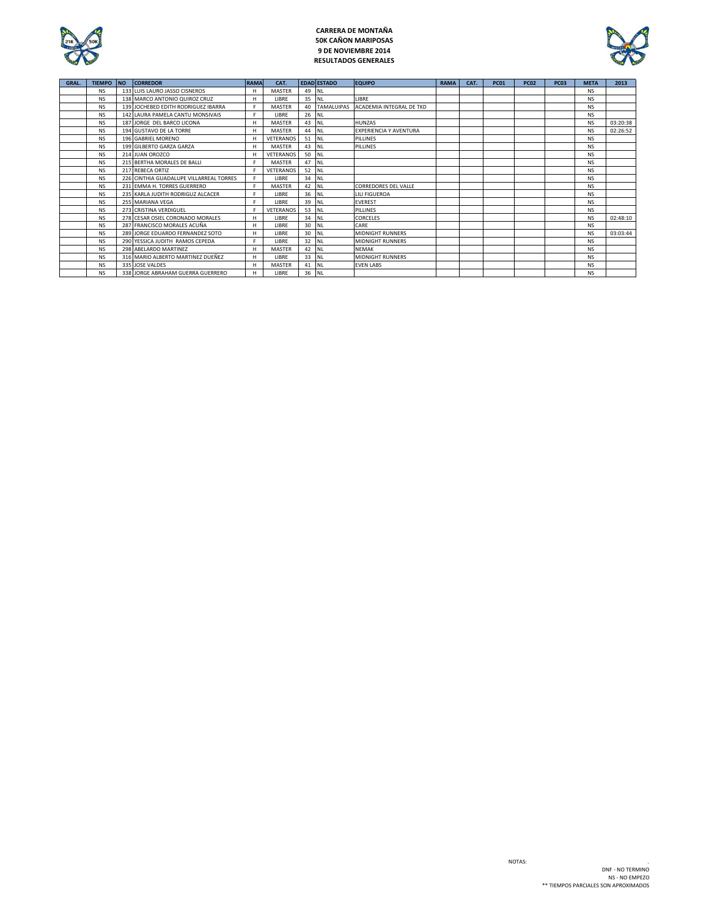**CARRERA DE MONTAÑA**
**50K CAÑON MARIPOSAS**
**9 DE NOVIEMBRE 2014**
**RESULTADOS GENERALES**

| GRAL. | TIEMPO | NO | CORREDOR | RAMA | CAT. | EDAD | ESTADO | EQUIPO | RAMA | CAT. | PC01 | PC02 | PC03 | META | 2013 |
|---|---|---|---|---|---|---|---|---|---|---|---|---|---|---|---|
| | NS | 133 | LUIS LAURO JASSO CISNEROS | H | MASTER | 49 | NL | | | | | | | NS | |
| | NS | 138 | MARCO ANTONIO QUIROZ CRUZ | H | LIBRE | 35 | NL | LIBRE | | | | | | NS | |
| | NS | 139 | JOCHEBED EDITH RODRIGUEZ IBARRA | F | MASTER | 40 | TAMALUIPAS | ACADEMIA INTEGRAL DE TKD | | | | | | NS | |
| | NS | 142 | LAURA PAMELA CANTU MONSIVAIS | F | LIBRE | 26 | NL | | | | | | | NS | |
| | NS | 187 | JORGE DEL BARCO LICONA | H | MASTER | 43 | NL | HUNZAS | | | | | | NS | 03:20:38 |
| | NS | 194 | GUSTAVO DE LA TORRE | H | MASTER | 44 | NL | EXPERIENCIA Y AVENTURA | | | | | | NS | 02:26:52 |
| | NS | 196 | GABRIEL MORENO | H | VETERANOS | 51 | NL | PILLINES | | | | | | NS | |
| | NS | 199 | GILBERTO GARZA GARZA | H | MASTER | 43 | NL | PILLINES | | | | | | NS | |
| | NS | 214 | JUAN OROZCO | H | VETERANOS | 50 | NL | | | | | | | NS | |
| | NS | 215 | BERTHA MORALES DE BALLI | F | MASTER | 47 | NL | | | | | | | NS | |
| | NS | 217 | REBECA ORTIZ | F | VETERANOS | 52 | NL | | | | | | | NS | |
| | NS | 226 | CINTHIA GUADALUPE VILLARREAL TORRES | F | LIBRE | 34 | NL | | | | | | | NS | |
| | NS | 231 | EMMA H. TORRES GUERRERO | F | MASTER | 42 | NL | CORREDORES DEL VALLE | | | | | | NS | |
| | NS | 235 | KARLA JUDITH RODRIGUZ ALCACER | F | LIBRE | 36 | NL | LILI FIGUEROA | | | | | | NS | |
| | NS | 255 | MARIANA VEGA | F | LIBRE | 39 | NL | EVEREST | | | | | | NS | |
| | NS | 273 | CRISTINA VERDIGUEL | F | VETERANOS | 53 | NL | PILLINES | | | | | | NS | |
| | NS | 278 | CESAR OSIEL CORONADO MORALES | H | LIBRE | 34 | NL | CORCELES | | | | | | NS | 02:48:10 |
| | NS | 287 | FRANCISCO MORALES ACUÑA | H | LIBRE | 30 | NL | CARE | | | | | | NS | |
| | NS | 289 | JORGE EDUARDO FERNANDEZ SOTO | H | LIBRE | 30 | NL | MIDNIGHT RUNNERS | | | | | | NS | 03:03:44 |
| | NS | 290 | YESSICA JUDITH RAMOS CEPEDA | F | LIBRE | 32 | NL | MIDNIGHT RUNNERS | | | | | | NS | |
| | NS | 298 | ABELARDO MARTINEZ | H | MASTER | 42 | NL | NEMAK | | | | | | NS | |
| | NS | 316 | MARIO ALBERTO MARTINEZ DUEÑEZ | H | LIBRE | 33 | NL | MIDNIGHT RUNNERS | | | | | | NS | |
| | NS | 335 | JOSE VALDES | H | MASTER | 41 | NL | EVEN LABS | | | | | | NS | |
| | NS | 338 | JORGE ABRAHAM GUERRA GUERRERO | H | LIBRE | 36 | NL | | | | | | | NS | |

NOTAS:

DNF - NO TERMINO
NS - NO EMPEZO
** TIEMPOS PARCIALES SON APROXIMADOS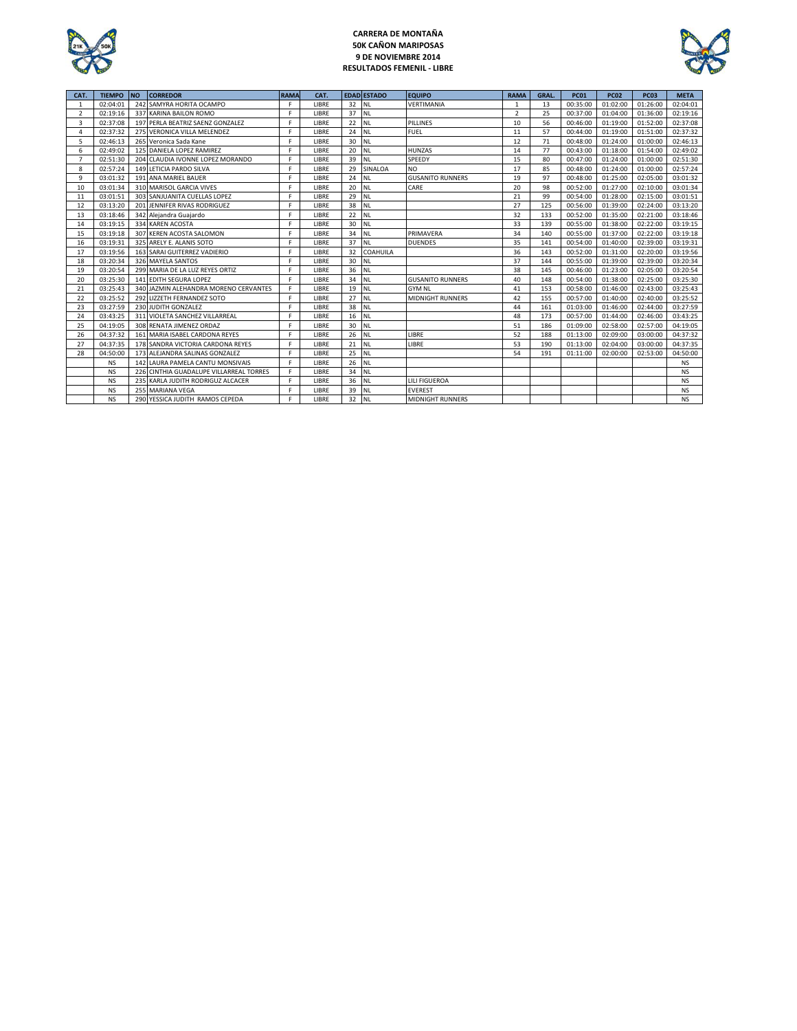**CARRERA DE MONTAÑA**
**50K CAÑON MARIPOSAS**
**9 DE NOVIEMBRE 2014**
**RESULTADOS FEMENIL - LIBRE**

| CAT. | TIEMPO | NO | CORREDOR | RAMA | CAT. | EDAD | ESTADO | EQUIPO | RAMA | GRAL. | PC01 | PC02 | PC03 | META |
|---|---|---|---|---|---|---|---|---|---|---|---|---|---|---|
| 1 | 02:04:01 | 242 | SAMYRA HORITA OCAMPO | F | LIBRE | 32 | NL | VERTIMANIA | 1 | 13 | 00:35:00 | 01:02:00 | 01:26:00 | 02:04:01 |
| 2 | 02:19:16 | 337 | KARINA BAILON ROMO | F | LIBRE | 37 | NL | | 2 | 25 | 00:37:00 | 01:04:00 | 01:36:00 | 02:19:16 |
| 3 | 02:37:08 | 197 | PERLA BEATRIZ SAENZ GONZALEZ | F | LIBRE | 22 | NL | PILLINES | 10 | 56 | 00:46:00 | 01:19:00 | 01:52:00 | 02:37:08 |
| 4 | 02:37:32 | 275 | VERONICA VILLA MELENDEZ | F | LIBRE | 24 | NL | FUEL | 11 | 57 | 00:44:00 | 01:19:00 | 01:51:00 | 02:37:32 |
| 5 | 02:46:13 | 265 | Veronica Sada Kane | F | LIBRE | 30 | NL | | 12 | 71 | 00:48:00 | 01:24:00 | 01:00:00 | 02:46:13 |
| 6 | 02:49:02 | 125 | DANIELA LOPEZ RAMIREZ | F | LIBRE | 20 | NL | HUNZAS | 14 | 77 | 00:43:00 | 01:18:00 | 01:54:00 | 02:49:02 |
| 7 | 02:51:30 | 204 | CLAUDIA IVONNE LOPEZ MORANDO | F | LIBRE | 39 | NL | SPEEDY | 15 | 80 | 00:47:00 | 01:24:00 | 01:00:00 | 02:51:30 |
| 8 | 02:57:24 | 149 | LETICIA PARDO SILVA | F | LIBRE | 29 | SINALOA | NO | 17 | 85 | 00:48:00 | 01:24:00 | 01:00:00 | 02:57:24 |
| 9 | 03:01:32 | 191 | ANA MARIEL BAUER | F | LIBRE | 24 | NL | GUSANITO RUNNERS | 19 | 97 | 00:48:00 | 01:25:00 | 02:05:00 | 03:01:32 |
| 10 | 03:01:34 | 310 | MARISOL GARCIA VIVES | F | LIBRE | 20 | NL | CARE | 20 | 98 | 00:52:00 | 01:27:00 | 02:10:00 | 03:01:34 |
| 11 | 03:01:51 | 303 | SANJUANITA CUELLAS LOPEZ | F | LIBRE | 29 | NL | | 21 | 99 | 00:54:00 | 01:28:00 | 02:15:00 | 03:01:51 |
| 12 | 03:13:20 | 201 | JENNIFER RIVAS RODRIGUEZ | F | LIBRE | 38 | NL | | 27 | 125 | 00:56:00 | 01:39:00 | 02:24:00 | 03:13:20 |
| 13 | 03:18:46 | 342 | Alejandra Guajardo | F | LIBRE | 22 | NL | | 32 | 133 | 00:52:00 | 01:35:00 | 02:21:00 | 03:18:46 |
| 14 | 03:19:15 | 334 | KAREN ACOSTA | F | LIBRE | 30 | NL | | 33 | 139 | 00:55:00 | 01:38:00 | 02:22:00 | 03:19:15 |
| 15 | 03:19:18 | 307 | KEREN ACOSTA SALOMON | F | LIBRE | 34 | NL | PRIMAVERA | 34 | 140 | 00:55:00 | 01:37:00 | 02:22:00 | 03:19:18 |
| 16 | 03:19:31 | 325 | ARELY E. ALANIS SOTO | F | LIBRE | 37 | NL | DUENDES | 35 | 141 | 00:54:00 | 01:40:00 | 02:39:00 | 03:19:31 |
| 17 | 03:19:56 | 163 | SARAI GUITERREZ VADIERIO | F | LIBRE | 32 | COAHUILA | | 36 | 143 | 00:52:00 | 01:31:00 | 02:20:00 | 03:19:56 |
| 18 | 03:20:34 | 326 | MAYELA SANTOS | F | LIBRE | 30 | NL | | 37 | 144 | 00:55:00 | 01:39:00 | 02:39:00 | 03:20:34 |
| 19 | 03:20:54 | 299 | MARIA DE LA LUZ REYES ORTIZ | F | LIBRE | 36 | NL | | 38 | 145 | 00:46:00 | 01:23:00 | 02:05:00 | 03:20:54 |
| 20 | 03:25:30 | 141 | EDITH SEGURA LOPEZ | F | LIBRE | 34 | NL | GUSANITO RUNNERS | 40 | 148 | 00:54:00 | 01:38:00 | 02:25:00 | 03:25:30 |
| 21 | 03:25:43 | 340 | JAZMIN ALEHANDRA MORENO CERVANTES | F | LIBRE | 19 | NL | GYM NL | 41 | 153 | 00:58:00 | 01:46:00 | 02:43:00 | 03:25:43 |
| 22 | 03:25:52 | 292 | LIZZETH FERNANDEZ SOTO | F | LIBRE | 27 | NL | MIDNIGHT RUNNERS | 42 | 155 | 00:57:00 | 01:40:00 | 02:40:00 | 03:25:52 |
| 23 | 03:27:59 | 230 | JUDITH GONZALEZ | F | LIBRE | 38 | NL | | 44 | 161 | 01:03:00 | 01:46:00 | 02:44:00 | 03:27:59 |
| 24 | 03:43:25 | 311 | VIOLETA SANCHEZ VILLARREAL | F | LIBRE | 16 | NL | | 48 | 173 | 00:57:00 | 01:44:00 | 02:46:00 | 03:43:25 |
| 25 | 04:19:05 | 308 | RENATA JIMENEZ ORDAZ | F | LIBRE | 30 | NL | | 51 | 186 | 01:09:00 | 02:58:00 | 02:57:00 | 04:19:05 |
| 26 | 04:37:32 | 161 | MARIA ISABEL CARDONA REYES | F | LIBRE | 26 | NL | LIBRE | 52 | 188 | 01:13:00 | 02:09:00 | 03:00:00 | 04:37:32 |
| 27 | 04:37:35 | 178 | SANDRA VICTORIA CARDONA REYES | F | LIBRE | 21 | NL | LIBRE | 53 | 190 | 01:13:00 | 02:04:00 | 03:00:00 | 04:37:35 |
| 28 | 04:50:00 | 173 | ALEJANDRA SALINAS GONZALEZ | F | LIBRE | 25 | NL | | 54 | 191 | 01:11:00 | 02:00:00 | 02:53:00 | 04:50:00 |
| | NS | 142 | LAURA PAMELA CANTU MONSIVAIS | F | LIBRE | 26 | NL | | | | | | | NS |
| | NS | 226 | CINTHIA GUADALUPE VILLARREAL TORRES | F | LIBRE | 34 | NL | | | | | | | NS |
| | NS | 235 | KARLA JUDITH RODRIGUZ ALCACER | F | LIBRE | 36 | NL | LILI FIGUEROA | | | | | | NS |
| | NS | 255 | MARIANA VEGA | F | LIBRE | 39 | NL | EVEREST | | | | | | NS |
| | NS | 290 | YESSICA JUDITH RAMOS CEPEDA | F | LIBRE | 32 | NL | MIDNIGHT RUNNERS | | | | | | NS |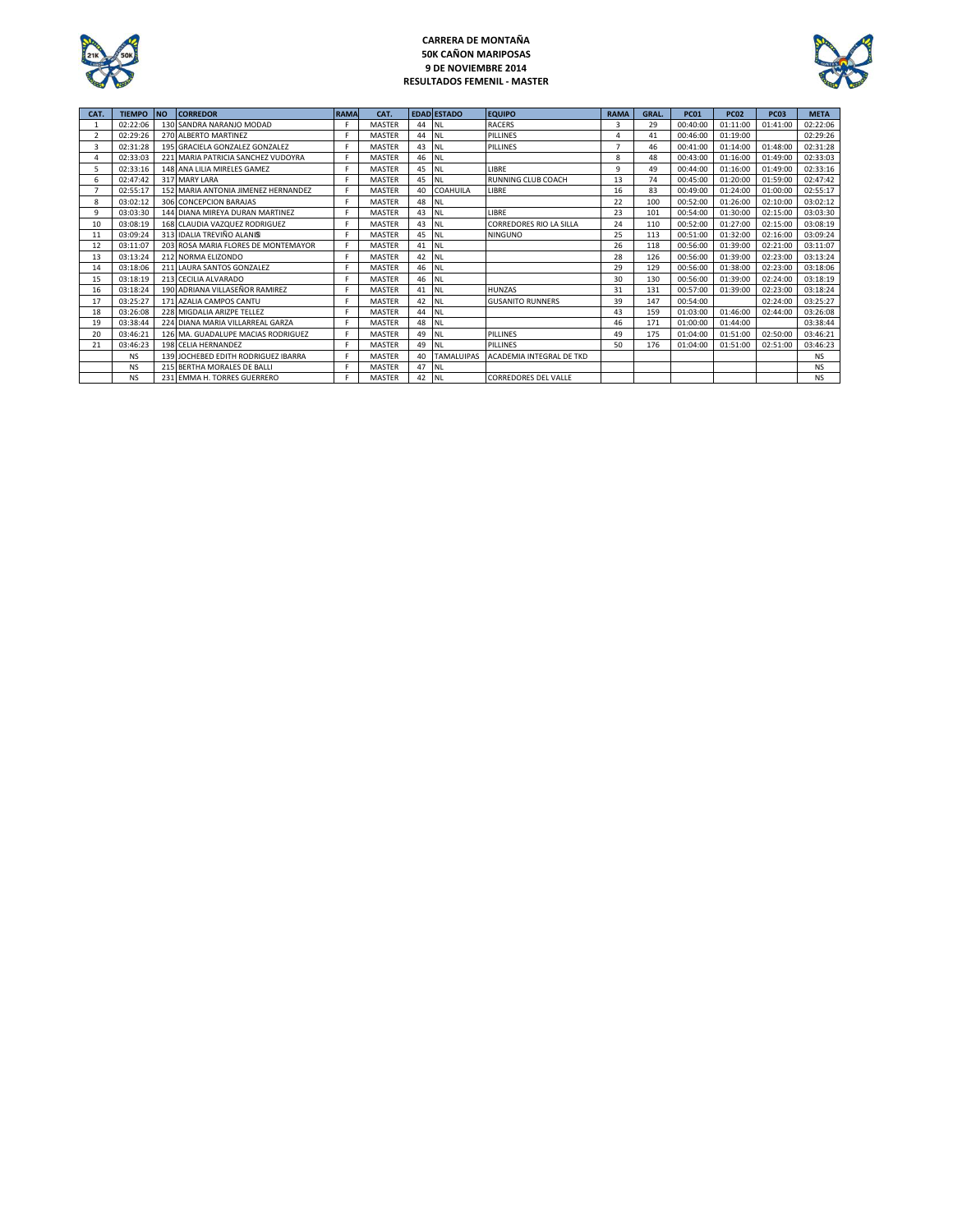**CARRERA DE MONTAÑA**
**50K CAÑON MARIPOSAS**
**9 DE NOVIEMBRE 2014**
**RESULTADOS FEMENIL - MASTER**

| CAT. | TIEMPO | NO | CORREDOR | RAMA | CAT. | EDAD | ESTADO | EQUIPO | RAMA | GRAL. | PC01 | PC02 | PC03 | META |
|---|---|---|---|---|---|---|---|---|---|---|---|---|---|---|
| 1 | 02:22:06 | 130 | SANDRA NARANJO MODAD | F | MASTER | 44 | NL | RACERS | 3 | 29 | 00:40:00 | 01:11:00 | 01:41:00 | 02:22:06 |
| 2 | 02:29:26 | 270 | ALBERTO MARTINEZ | F | MASTER | 44 | NL | PILLINES | 4 | 41 | 00:46:00 | 01:19:00 | | 02:29:26 |
| 3 | 02:31:28 | 195 | GRACIELA GONZALEZ GONZALEZ | F | MASTER | 43 | NL | PILLINES | 7 | 46 | 00:41:00 | 01:14:00 | 01:48:00 | 02:31:28 |
| 4 | 02:33:03 | 221 | MARIA PATRICIA SANCHEZ VUDOYRA | F | MASTER | 46 | NL | | 8 | 48 | 00:43:00 | 01:16:00 | 01:49:00 | 02:33:03 |
| 5 | 02:33:16 | 148 | ANA LILIA MIRELES GAMEZ | F | MASTER | 45 | NL | LIBRE | 9 | 49 | 00:44:00 | 01:16:00 | 01:49:00 | 02:33:16 |
| 6 | 02:47:42 | 317 | MARY LARA | F | MASTER | 45 | NL | RUNNING CLUB COACH | 13 | 74 | 00:45:00 | 01:20:00 | 01:59:00 | 02:47:42 |
| 7 | 02:55:17 | 152 | MARIA ANTONIA JIMENEZ HERNANDEZ | F | MASTER | 40 | COAHUILA | LIBRE | 16 | 83 | 00:49:00 | 01:24:00 | 01:00:00 | 02:55:17 |
| 8 | 03:02:12 | 306 | CONCEPCION BARAJAS | F | MASTER | 48 | NL | | 22 | 100 | 00:52:00 | 01:26:00 | 02:10:00 | 03:02:12 |
| 9 | 03:03:30 | 144 | DIANA MIREYA DURAN MARTINEZ | F | MASTER | 43 | NL | LIBRE | 23 | 101 | 00:54:00 | 01:30:00 | 02:15:00 | 03:03:30 |
| 10 | 03:08:19 | 168 | CLAUDIA VAZQUEZ RODRIGUEZ | F | MASTER | 43 | NL | CORREDORES RIO LA SILLA | 24 | 110 | 00:52:00 | 01:27:00 | 02:15:00 | 03:08:19 |
| 11 | 03:09:24 | 313 | IDALIA TREVIÑO ALANIS | F | MASTER | 45 | NL | NINGUNO | 25 | 113 | 00:51:00 | 01:32:00 | 02:16:00 | 03:09:24 |
| 12 | 03:11:07 | 203 | ROSA MARIA FLORES DE MONTEMAYOR | F | MASTER | 41 | NL | | 26 | 118 | 00:56:00 | 01:39:00 | 02:21:00 | 03:11:07 |
| 13 | 03:13:24 | 212 | NORMA ELIZONDO | F | MASTER | 42 | NL | | 28 | 126 | 00:56:00 | 01:39:00 | 02:23:00 | 03:13:24 |
| 14 | 03:18:06 | 211 | LAURA SANTOS GONZALEZ | F | MASTER | 46 | NL | | 29 | 129 | 00:56:00 | 01:38:00 | 02:23:00 | 03:18:06 |
| 15 | 03:18:19 | 213 | CECILIA ALVARADO | F | MASTER | 46 | NL | | 30 | 130 | 00:56:00 | 01:39:00 | 02:24:00 | 03:18:19 |
| 16 | 03:18:24 | 190 | ADRIANA VILLASEÑOR RAMIREZ | F | MASTER | 41 | NL | HUNZAS | 31 | 131 | 00:57:00 | 01:39:00 | 02:23:00 | 03:18:24 |
| 17 | 03:25:27 | 171 | AZALIA CAMPOS CANTU | F | MASTER | 42 | NL | GUSANITO RUNNERS | 39 | 147 | 00:54:00 | | 02:24:00 | 03:25:27 |
| 18 | 03:26:08 | 228 | MIGDALIA ARIZPE TELLEZ | F | MASTER | 44 | NL | | 43 | 159 | 01:03:00 | 01:46:00 | 02:44:00 | 03:26:08 |
| 19 | 03:38:44 | 224 | DIANA MARIA VILLARREAL GARZA | F | MASTER | 48 | NL | | 46 | 171 | 01:00:00 | 01:44:00 | | 03:38:44 |
| 20 | 03:46:21 | 126 | MA. GUADALUPE MACIAS RODRIGUEZ | F | MASTER | 49 | NL | PILLINES | 49 | 175 | 01:04:00 | 01:51:00 | 02:50:00 | 03:46:21 |
| 21 | 03:46:23 | 198 | CELIA HERNANDEZ | F | MASTER | 49 | NL | PILLINES | 50 | 176 | 01:04:00 | 01:51:00 | 02:51:00 | 03:46:23 |
| | NS | 139 | JOCHEBED EDITH RODRIGUEZ IBARRA | F | MASTER | 40 | TAMALUIPAS | ACADEMIA INTEGRAL DE TKD | | | | | | NS |
| | NS | 215 | BERTHA MORALES DE BALLI | F | MASTER | 47 | NL | | | | | | | NS |
| | NS | 231 | EMMA H. TORRES GUERRERO | F | MASTER | 42 | NL | CORREDORES DEL VALLE | | | | | | NS |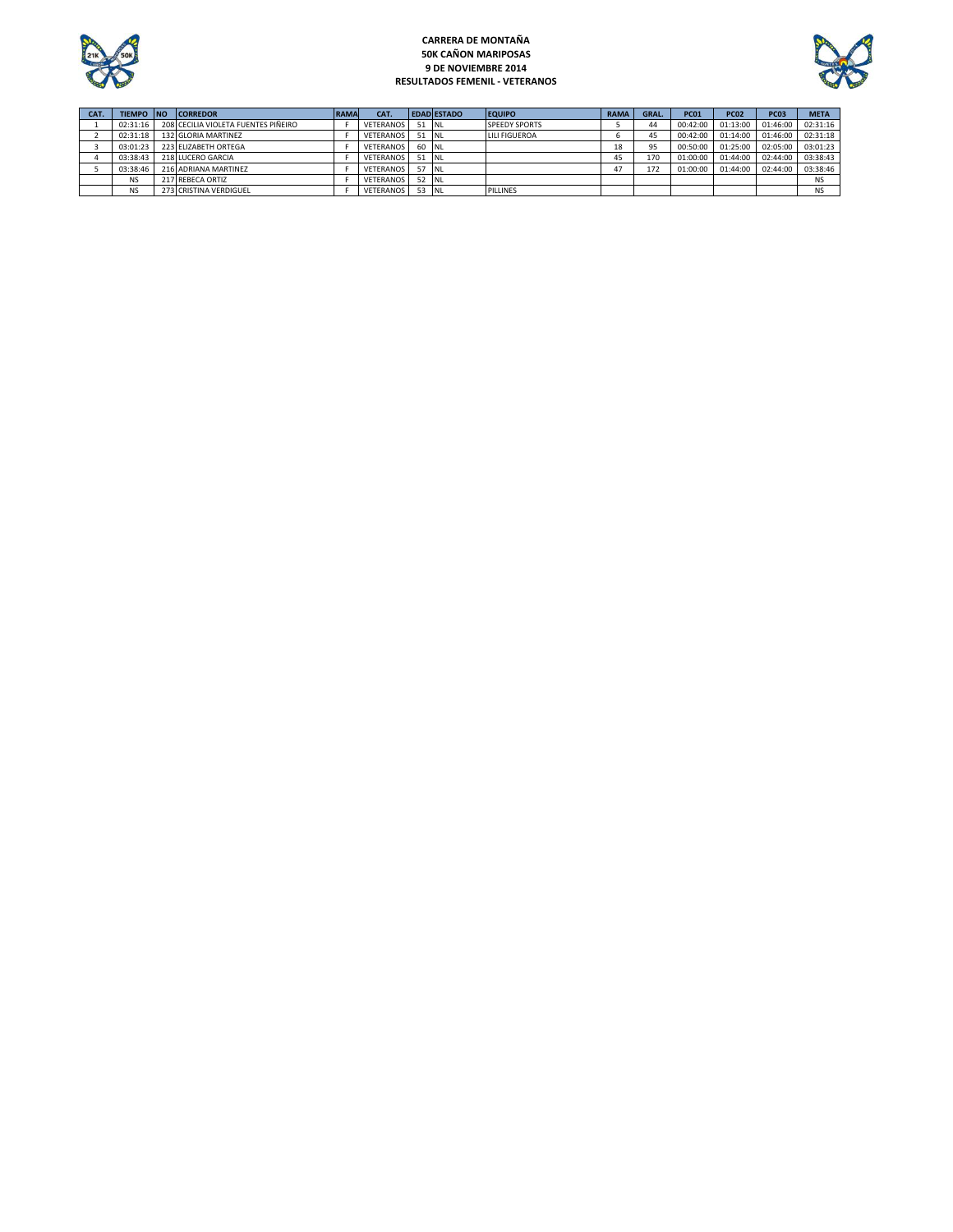**CARRERA DE MONTAÑA**
**50K CAÑON MARIPOSAS**
**9 DE NOVIEMBRE 2014**
**RESULTADOS FEMENIL - VETERANOS**

| CAT. | TIEMPO | NO | CORREDOR | RAMA | CAT. | EDAD | ESTADO | EQUIPO | RAMA | GRAL. | PC01 | PC02 | PC03 | META |
|---|---|---|---|---|---|---|---|---|---|---|---|---|---|---|
| 1 | 02:31:16 | 208 | CECILIA VIOLETA FUENTES PIÑEIRO | F | VETERANOS | 51 | NL | SPEEDY SPORTS | 5 | 44 | 00:42:00 | 01:13:00 | 01:46:00 | 02:31:16 |
| 2 | 02:31:18 | 132 | GLORIA MARTINEZ | F | VETERANOS | 51 | NL | LILI FIGUEROA | 6 | 45 | 00:42:00 | 01:14:00 | 01:46:00 | 02:31:18 |
| 3 | 03:01:23 | 223 | ELIZABETH ORTEGA | F | VETERANOS | 60 | NL | | 18 | 95 | 00:50:00 | 01:25:00 | 02:05:00 | 03:01:23 |
| 4 | 03:38:43 | 218 | LUCERO GARCIA | F | VETERANOS | 51 | NL | | 45 | 170 | 01:00:00 | 01:44:00 | 02:44:00 | 03:38:43 |
| 5 | 03:38:46 | 216 | ADRIANA MARTINEZ | F | VETERANOS | 57 | NL | | 47 | 172 | 01:00:00 | 01:44:00 | 02:44:00 | 03:38:46 |
| | NS | 217 | REBECA ORTIZ | F | VETERANOS | 52 | NL | | | | | | | NS |
| | NS | 273 | CRISTINA VERDIGUEL | F | VETERANOS | 53 | NL | PILLINES | | | | | | NS |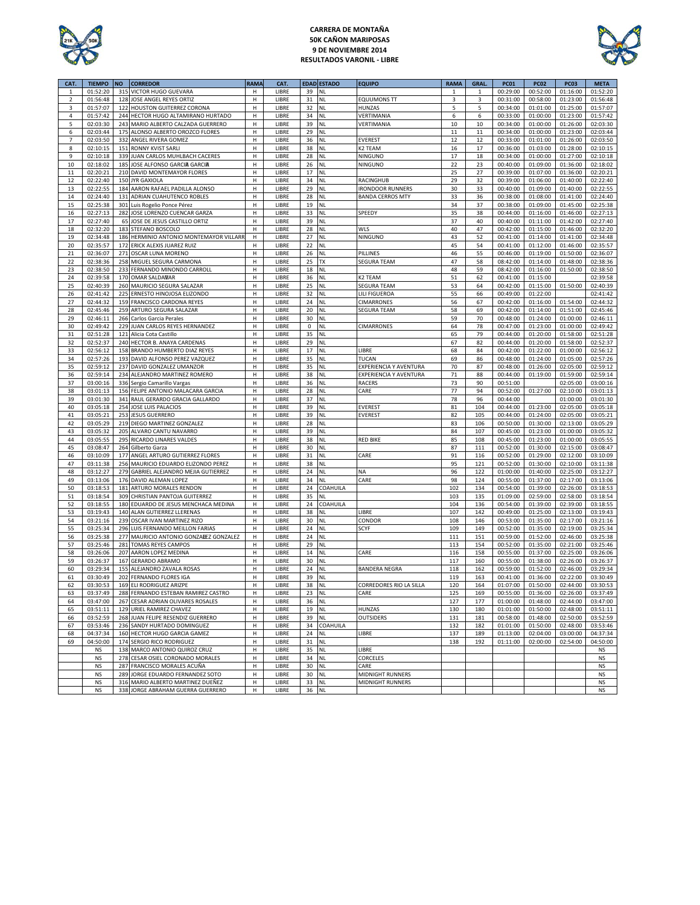# CARRERA DE MONTAÑA
## 50K CAÑON MARIPOSAS
### 9 DE NOVIEMBRE 2014
### RESULTADOS VARONIL - LIBRE

| CAT. | TIEMPO | NO | CORREDOR | RAMA | CAT. | EDAD | ESTADO | EQUIPO | RAMA | GRAL. | PC01 | PC02 | PC03 | META |
|---|---|---|---|---|---|---|---|---|---|---|---|---|---|---|
| 1 | 01:52:20 | 315 | VICTOR HUGO GUEVARA | H | LIBRE | 39 | NL | | 1 | 1 | 00:29:00 | 00:52:00 | 01:16:00 | 01:52:20 |
| 2 | 01:56:48 | 128 | JOSE ANGEL REYES ORTIZ | H | LIBRE | 31 | NL | EQUUMONS TT | 3 | 3 | 00:31:00 | 00:58:00 | 01:23:00 | 01:56:48 |
| 3 | 01:57:07 | 122 | HOUSTON GUITERREZ CORONA | H | LIBRE | 32 | NL | HUNZAS | 5 | 5 | 00:34:00 | 01:01:00 | 01:25:00 | 01:57:07 |
| 4 | 01:57:42 | 244 | HECTOR HUGO ALTAMIRANO HURTADO | H | LIBRE | 34 | NL | VERTIMANIA | 6 | 6 | 00:33:00 | 01:00:00 | 01:23:00 | 01:57:42 |
| 5 | 02:03:30 | 243 | MARIO ALBERTO CALZADA GUERRERO | H | LIBRE | 39 | NL | VERTIMANIA | 10 | 10 | 00:34:00 | 01:00:00 | 01:26:00 | 02:03:30 |
| 6 | 02:03:44 | 175 | ALONSO ALBERTO OROZCO FLORES | H | LIBRE | 29 | NL | | 11 | 11 | 00:34:00 | 01:00:00 | 01:23:00 | 02:03:44 |
| 7 | 02:03:50 | 332 | ANGEL RIVERA GOMEZ | H | LIBRE | 36 | NL | EVEREST | 12 | 12 | 00:33:00 | 01:01:00 | 01:26:00 | 02:03:50 |
| 8 | 02:10:15 | 151 | RONNY KVIST SARLI | H | LIBRE | 38 | NL | K2 TEAM | 16 | 17 | 00:36:00 | 01:03:00 | 01:28:00 | 02:10:15 |
| 9 | 02:10:18 | 339 | JUAN CARLOS MUHLBACH CACERES | H | LIBRE | 28 | NL | NINGUNO | 17 | 18 | 00:34:00 | 01:00:00 | 01:27:00 | 02:10:18 |
| 10 | 02:18:02 | 185 | JOSE ALFONSO GARCIA GARCIA | H | LIBRE | 26 | NL | NINGUNO | 22 | 23 | 00:40:00 | 01:09:00 | 01:36:00 | 02:18:02 |
| 11 | 02:20:21 | 210 | DAVID MONTEMAYOR FLORES | H | LIBRE | 17 | NL | | 25 | 27 | 00:39:00 | 01:07:00 | 01:36:00 | 02:20:21 |
| 12 | 02:22:40 | 150 | JYR GAXIOLA | H | LIBRE | 34 | NL | RACINGHUB | 29 | 32 | 00:39:00 | 01:06:00 | 01:40:00 | 02:22:40 |
| 13 | 02:22:55 | 184 | AARON RAFAEL PADILLA ALONSO | H | LIBRE | 29 | NL | IRONDOOR RUNNERS | 30 | 33 | 00:40:00 | 01:09:00 | 01:40:00 | 02:22:55 |
| 14 | 02:24:40 | 131 | ADRIAN CUAHUTENCO ROBLES | H | LIBRE | 28 | NL | BANDA CERROS MTY | 33 | 36 | 00:38:00 | 01:08:00 | 01:41:00 | 02:24:40 |
| 15 | 02:25:38 | 301 | Luis Rogelio Ponce Pérez | H | LIBRE | 19 | NL | | 34 | 37 | 00:38:00 | 01:09:00 | 01:45:00 | 02:25:38 |
| 16 | 02:27:13 | 282 | JOSE LORENZO CUENCAR GARZA | H | LIBRE | 33 | NL | SPEEDY | 35 | 38 | 00:44:00 | 01:16:00 | 01:46:00 | 02:27:13 |
| 17 | 02:27:40 | 65 | JOSE DE JESUS CASTILLO ORTIZ | H | LIBRE | 39 | NL | | 37 | 40 | 00:40:00 | 01:11:00 | 01:42:00 | 02:27:40 |
| 18 | 02:32:20 | 183 | STEFANO BOSCOLO | H | LIBRE | 28 | NL | WLS | 40 | 47 | 00:42:00 | 01:15:00 | 01:46:00 | 02:32:20 |
| 19 | 02:34:48 | 186 | HERMINIO ANTONIO MONTEMAYOR VILLARR | H | LIBRE | 27 | NL | NINGUNO | 43 | 52 | 00:41:00 | 01:14:00 | 01:41:00 | 02:34:48 |
| 20 | 02:35:57 | 172 | ERICK ALEXIS JUAREZ RUIZ | H | LIBRE | 22 | NL | | 45 | 54 | 00:41:00 | 01:12:00 | 01:46:00 | 02:35:57 |
| 21 | 02:36:07 | 271 | OSCAR LUNA MORENO | H | LIBRE | 26 | NL | PILLINES | 46 | 55 | 00:46:00 | 01:19:00 | 01:50:00 | 02:36:07 |
| 22 | 02:38:36 | 258 | MIGUEL SEGURA CARMONA | H | LIBRE | 25 | TX | SEGURA TEAM | 47 | 58 | 08:42:00 | 01:14:00 | 01:48:00 | 02:38:36 |
| 23 | 02:38:50 | 233 | FERNANDO MINONDO CARROLL | H | LIBRE | 18 | NL | | 48 | 59 | 08:42:00 | 01:16:00 | 01:50:00 | 02:38:50 |
| 24 | 02:39:58 | 170 | OMAR SALDAÑAR | H | LIBRE | 36 | NL | K2 TEAM | 51 | 62 | 00:41:00 | 01:15:00 | | 02:39:58 |
| 25 | 02:40:39 | 260 | MAURICIO SEGURA SALAZAR | H | LIBRE | 25 | NL | SEGURA TEAM | 53 | 64 | 00:42:00 | 01:15:00 | 01:50:00 | 02:40:39 |
| 26 | 02:41:42 | 225 | ERNESTO HINOJOSA ELIZONDO | H | LIBRE | 32 | NL | LILI FIGUEROA | 55 | 66 | 00:49:00 | 01:22:00 | | 02:41:42 |
| 27 | 02:44:32 | 159 | FRANCISCO CARDONA REYES | H | LIBRE | 24 | NL | CIMARRONES | 56 | 67 | 00:42:00 | 01:16:00 | 01:54:00 | 02:44:32 |
| 28 | 02:45:46 | 259 | ARTURO SEGURA SALAZAR | H | LIBRE | 20 | NL | SEGURA TEAM | 58 | 69 | 00:42:00 | 01:14:00 | 01:51:00 | 02:45:46 |
| 29 | 02:46:11 | 266 | Carlos Garcia Perales | H | LIBRE | 30 | NL | | 59 | 70 | 00:48:00 | 01:24:00 | 01:00:00 | 02:46:11 |
| 30 | 02:49:42 | 229 | JUAN CARLOS REYES HERNANDEZ | H | LIBRE | 0 | NL | CIMARRONES | 64 | 78 | 00:47:00 | 01:23:00 | 01:00:00 | 02:49:42 |
| 31 | 02:51:28 | 121 | Alicia Cota Castillo | H | LIBRE | 35 | NL | | 65 | 79 | 00:44:00 | 01:20:00 | 01:58:00 | 02:51:28 |
| 32 | 02:52:37 | 240 | HECTOR B. ANAYA CARDENAS | H | LIBRE | 29 | NL | | 67 | 82 | 00:44:00 | 01:20:00 | 01:58:00 | 02:52:37 |
| 33 | 02:56:12 | 158 | BRANDO HUMBERTO DIAZ REYES | H | LIBRE | 17 | NL | LIBRE | 68 | 84 | 00:42:00 | 01:22:00 | 01:00:00 | 02:56:12 |
| 34 | 02:57:26 | 193 | DAVID ALFONSO PEREZ VAZQUEZ | H | LIBRE | 35 | NL | TUCAN | 69 | 86 | 00:48:00 | 01:24:00 | 01:05:00 | 02:57:26 |
| 35 | 02:59:12 | 237 | DAVID GONZALEZ UMANZOR | H | LIBRE | 35 | NL | EXPERIENCIA Y AVENTURA | 70 | 87 | 00:48:00 | 01:26:00 | 02:05:00 | 02:59:12 |
| 36 | 02:59:14 | 234 | ALEJANDRO MARTINEZ ROMERO | H | LIBRE | 38 | NL | EXPERIENCIA Y AVENTURA | 71 | 88 | 00:44:00 | 01:19:00 | 01:59:00 | 02:59:14 |
| 37 | 03:00:16 | 336 | Sergio Camarillo Vargas | H | LIBRE | 36 | NL | RACERS | 73 | 90 | 00:51:00 | | 02:05:00 | 03:00:16 |
| 38 | 03:01:13 | 156 | FELIPE ANTONIO MALACARA GARCIA | H | LIBRE | 28 | NL | CARE | 77 | 94 | 00:52:00 | 01:27:00 | 02:10:00 | 03:01:13 |
| 39 | 03:01:30 | 341 | RAUL GERARDO GRACIA GALLARDO | H | LIBRE | 37 | NL | | 78 | 96 | 00:44:00 | | 01:00:00 | 03:01:30 |
| 40 | 03:05:18 | 254 | JOSE LUIS PALACIOS | H | LIBRE | 39 | NL | EVEREST | 81 | 104 | 00:44:00 | 01:23:00 | 02:05:00 | 03:05:18 |
| 41 | 03:05:21 | 253 | JESUS GUERRERO | H | LIBRE | 39 | NL | EVEREST | 82 | 105 | 00:44:00 | 01:24:00 | 02:05:00 | 03:05:21 |
| 42 | 03:05:29 | 219 | DIEGO MARTINEZ GONZALEZ | H | LIBRE | 28 | NL | | 83 | 106 | 00:50:00 | 01:30:00 | 02:13:00 | 03:05:29 |
| 43 | 03:05:32 | 205 | ALVARO CANTU NAVARRO | H | LIBRE | 39 | NL | | 84 | 107 | 00:45:00 | 01:23:00 | 01:00:00 | 03:05:32 |
| 44 | 03:05:55 | 295 | RICARDO LINARES VALDES | H | LIBRE | 38 | NL | RED BIKE | 85 | 108 | 00:45:00 | 01:23:00 | 01:00:00 | 03:05:55 |
| 45 | 03:08:47 | 264 | Gilberto Garza | H | LIBRE | 30 | NL | | 87 | 111 | 00:52:00 | 01:30:00 | 02:15:00 | 03:08:47 |
| 46 | 03:10:09 | 177 | ANGEL ARTURO GUTIERREZ FLORES | H | LIBRE | 31 | NL | CARE | 91 | 116 | 00:52:00 | 01:29:00 | 02:12:00 | 03:10:09 |
| 47 | 03:11:38 | 256 | MAURICIO EDUARDO ELIZONDO PEREZ | H | LIBRE | 38 | NL | | 95 | 121 | 00:52:00 | 01:30:00 | 02:10:00 | 03:11:38 |
| 48 | 03:12:27 | 279 | GABRIEL ALEJANDRO MEJIA GUTIERREZ | H | LIBRE | 24 | NL | NA | 96 | 122 | 01:00:00 | 01:40:00 | 02:25:00 | 03:12:27 |
| 49 | 03:13:06 | 176 | DAVID ALEMAN LOPEZ | H | LIBRE | 34 | NL | CARE | 98 | 124 | 00:55:00 | 01:37:00 | 02:17:00 | 03:13:06 |
| 50 | 03:18:53 | 181 | ARTURO MORALES RENDON | H | LIBRE | 24 | COAHUILA | | 102 | 134 | 00:54:00 | 01:39:00 | 02:26:00 | 03:18:53 |
| 51 | 03:18:54 | 309 | CHRISTIAN PANTOJA GUITERREZ | H | LIBRE | 35 | NL | | 103 | 135 | 01:09:00 | 02:59:00 | 02:58:00 | 03:18:54 |
| 52 | 03:18:55 | 180 | EDUARDO DE JESUS MENCHACA MEDINA | H | LIBRE | 24 | COAHUILA | | 104 | 136 | 00:54:00 | 01:39:00 | 02:39:00 | 03:18:55 |
| 53 | 03:19:43 | 140 | ALAN GUTIERREZ LLERENAS | H | LIBRE | 38 | NL | LIBRE | 107 | 142 | 00:49:00 | 01:25:00 | 02:13:00 | 03:19:43 |
| 54 | 03:21:16 | 239 | OSCAR IVAN MARTINEZ RIZO | H | LIBRE | 30 | NL | CONDOR | 108 | 146 | 00:53:00 | 01:35:00 | 02:17:00 | 03:21:16 |
| 55 | 03:25:34 | 296 | LUIS FERNANDO MEILLON FARIAS | H | LIBRE | 24 | NL | SCYF | 109 | 149 | 00:52:00 | 01:35:00 | 02:19:00 | 03:25:34 |
| 56 | 03:25:38 | 277 | MAURICIO ANTONIO GONZALEZ GONZALEZ | H | LIBRE | 24 | NL | | 111 | 151 | 00:59:00 | 01:52:00 | 02:46:00 | 03:25:38 |
| 57 | 03:25:46 | 281 | TOMAS REYES CAMPOS | H | LIBRE | 29 | NL | | 113 | 154 | 00:52:00 | 01:35:00 | 02:21:00 | 03:25:46 |
| 58 | 03:26:06 | 207 | AARON LOPEZ MEDINA | H | LIBRE | 14 | NL | CARE | 116 | 158 | 00:55:00 | 01:37:00 | 02:25:00 | 03:26:06 |
| 59 | 03:26:37 | 167 | GERARDO ABRAMO | H | LIBRE | 30 | NL | | 117 | 160 | 00:55:00 | 01:38:00 | 02:26:00 | 03:26:37 |
| 60 | 03:29:34 | 155 | ALEJANDRO ZAVALA ROSAS | H | LIBRE | 24 | NL | BANDERA NEGRA | 118 | 162 | 00:59:00 | 01:52:00 | 02:46:00 | 03:29:34 |
| 61 | 03:30:49 | 202 | FERNANDO FLORES IGA | H | LIBRE | 39 | NL | | 119 | 163 | 00:41:00 | 01:36:00 | 02:22:00 | 03:30:49 |
| 62 | 03:30:53 | 169 | ELI RODRIGUEZ ARIZPE | H | LIBRE | 38 | NL | CORREDORES RIO LA SILLA | 120 | 164 | 01:07:00 | 01:50:00 | 02:44:00 | 03:30:53 |
| 63 | 03:37:49 | 288 | FERNANDO ESTEBAN RAMIREZ CASTRO | H | LIBRE | 23 | NL | CARE | 125 | 169 | 00:55:00 | 01:36:00 | 02:26:00 | 03:37:49 |
| 64 | 03:47:00 | 267 | CESAR ADRIAN OLIVARES ROSALES | H | LIBRE | 36 | NL | | 127 | 177 | 01:00:00 | 01:48:00 | 02:44:00 | 03:47:00 |
| 65 | 03:51:11 | 129 | URIEL RAMIREZ CHAVEZ | H | LIBRE | 19 | NL | HUNZAS | 130 | 180 | 01:01:00 | 01:50:00 | 02:48:00 | 03:51:11 |
| 66 | 03:52:59 | 268 | JUAN FELIPE RESENDIZ GUERRERO | H | LIBRE | 39 | NL | OUTSIDERS | 131 | 181 | 00:58:00 | 01:48:00 | 02:50:00 | 03:52:59 |
| 67 | 03:53:46 | 236 | SANDY HURTADO DOMINGUEZ | H | LIBRE | 34 | COAHUILA | | 132 | 182 | 01:01:00 | 01:50:00 | 02:48:00 | 03:53:46 |
| 68 | 04:37:34 | 160 | HECTOR HUGO GARCIA GAMEZ | H | LIBRE | 24 | NL | LIBRE | 137 | 189 | 01:13:00 | 02:04:00 | 03:00:00 | 04:37:34 |
| 69 | 04:50:00 | 174 | SERGIO RICO RODRIGUEZ | H | LIBRE | 31 | NL | | 138 | 192 | 01:11:00 | 02:00:00 | 02:54:00 | 04:50:00 |
| | NS | 138 | MARCO ANTONIO QUIROZ CRUZ | H | LIBRE | 35 | NL | LIBRE | | | | | | NS |
| | NS | 278 | CESAR OSIEL CORONADO MORALES | H | LIBRE | 34 | NL | CORCELES | | | | | | NS |
| | NS | 287 | FRANCISCO MORALES ACUÑA | H | LIBRE | 30 | NL | CARE | | | | | | NS |
| | NS | 289 | JORGE EDUARDO FERNANDEZ SOTO | H | LIBRE | 30 | NL | MIDNIGHT RUNNERS | | | | | | NS |
| | NS | 316 | MARIO ALBERTO MARTINEZ DUEÑEZ | H | LIBRE | 33 | NL | MIDNIGHT RUNNERS | | | | | | NS |
| | NS | 338 | JORGE ABRAHAM GUERRA GUERRERO | H | LIBRE | 36 | NL | | | | | | | NS |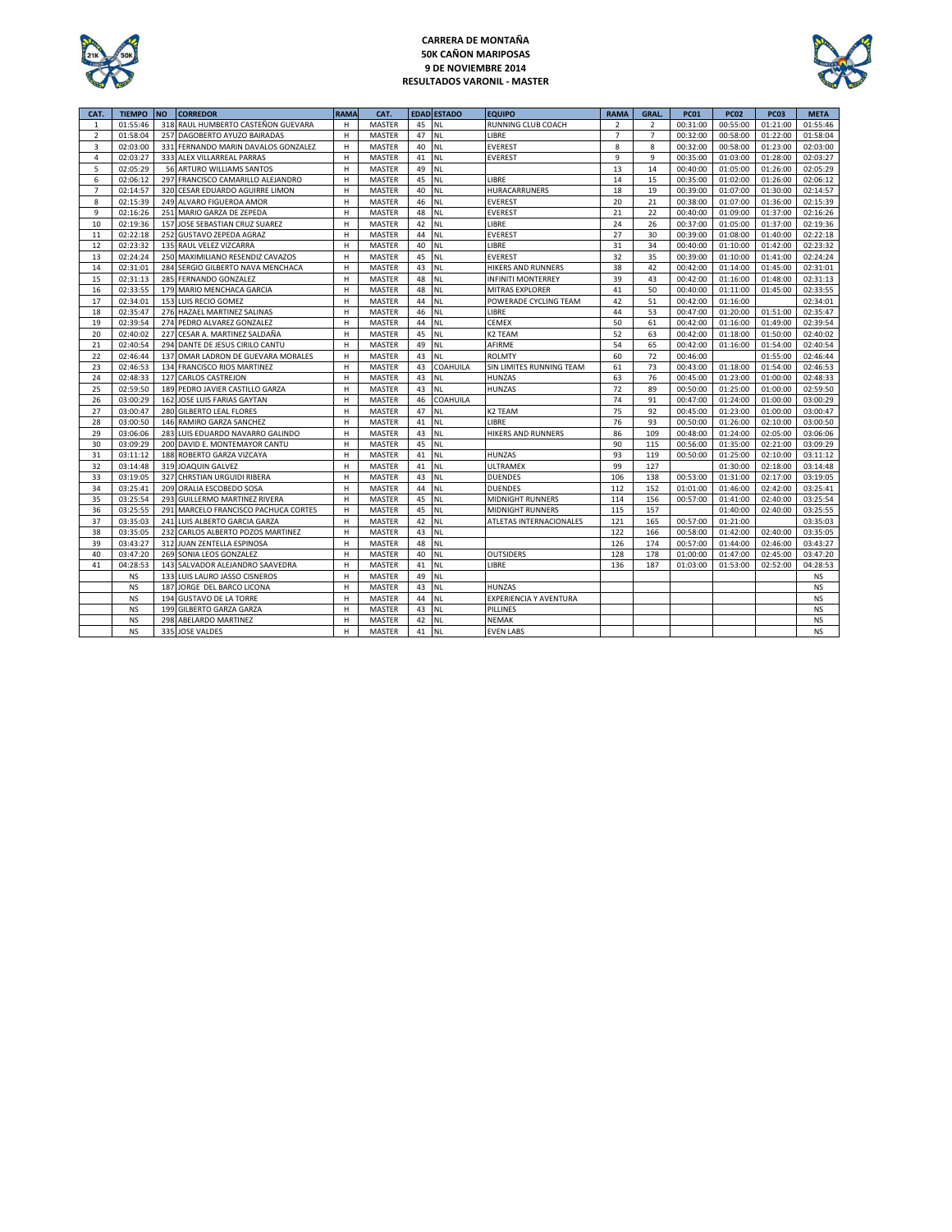**CARRERA DE MONTAÑA**
**50K CAÑON MARIPOSAS**
**9 DE NOVIEMBRE 2014**
**RESULTADOS VARONIL - MASTER**

| CAT. | TIEMPO | NO | CORREDOR | RAMA | CAT. | EDAD | ESTADO | EQUIPO | RAMA | GRAL. | PC01 | PC02 | PC03 | META |
|---|---|---|---|---|---|---|---|---|---|---|---|---|---|---|
| 1 | 01:55:46 | 318 | RAUL HUMBERTO CASTEÑON GUEVARA | H | MASTER | 45 | NL | RUNNING CLUB COACH | 2 | 2 | 00:31:00 | 00:55:00 | 01:21:00 | 01:55:46 |
| 2 | 01:58:04 | 257 | DAGOBERTO AYUZO BAIRADAS | H | MASTER | 47 | NL | LIBRE | 7 | 7 | 00:32:00 | 00:58:00 | 01:22:00 | 01:58:04 |
| 3 | 02:03:00 | 331 | FERNANDO MARIN DAVALOS GONZALEZ | H | MASTER | 40 | NL | EVEREST | 8 | 8 | 00:32:00 | 00:58:00 | 01:23:00 | 02:03:00 |
| 4 | 02:03:27 | 333 | ALEX VILLARREAL PARRAS | H | MASTER | 41 | NL | EVEREST | 9 | 9 | 00:35:00 | 01:03:00 | 01:28:00 | 02:03:27 |
| 5 | 02:05:29 | 56 | ARTURO WILLIAMS SANTOS | H | MASTER | 49 | NL | | 13 | 14 | 00:40:00 | 01:05:00 | 01:26:00 | 02:05:29 |
| 6 | 02:06:12 | 297 | FRANCISCO CAMARILLO ALEJANDRO | H | MASTER | 45 | NL | LIBRE | 14 | 15 | 00:35:00 | 01:02:00 | 01:26:00 | 02:06:12 |
| 7 | 02:14:57 | 320 | CESAR EDUARDO AGUIRRE LIMON | H | MASTER | 40 | NL | HURACARRUNERS | 18 | 19 | 00:39:00 | 01:07:00 | 01:30:00 | 02:14:57 |
| 8 | 02:15:39 | 249 | ALVARO FIGUEROA AMOR | H | MASTER | 46 | NL | EVEREST | 20 | 21 | 00:38:00 | 01:07:00 | 01:36:00 | 02:15:39 |
| 9 | 02:16:26 | 251 | MARIO GARZA DE ZEPEDA | H | MASTER | 48 | NL | EVEREST | 21 | 22 | 00:40:00 | 01:09:00 | 01:37:00 | 02:16:26 |
| 10 | 02:19:36 | 157 | JOSE SEBASTIAN CRUZ SUAREZ | H | MASTER | 42 | NL | LIBRE | 24 | 26 | 00:37:00 | 01:05:00 | 01:37:00 | 02:19:36 |
| 11 | 02:22:18 | 252 | GUSTAVO ZEPEDA AGRAZ | H | MASTER | 44 | NL | EVEREST | 27 | 30 | 00:39:00 | 01:08:00 | 01:40:00 | 02:22:18 |
| 12 | 02:23:32 | 135 | RAUL VELEZ VIZCARRA | H | MASTER | 40 | NL | LIBRE | 31 | 34 | 00:40:00 | 01:10:00 | 01:42:00 | 02:23:32 |
| 13 | 02:24:24 | 250 | MAXIMILIANO RESENDIZ CAVAZOS | H | MASTER | 45 | NL | EVEREST | 32 | 35 | 00:39:00 | 01:10:00 | 01:41:00 | 02:24:24 |
| 14 | 02:31:01 | 284 | SERGIO GILBERTO NAVA MENCHACA | H | MASTER | 43 | NL | HIKERS AND RUNNERS | 38 | 42 | 00:42:00 | 01:14:00 | 01:45:00 | 02:31:01 |
| 15 | 02:31:13 | 285 | FERNANDO GONZALEZ | H | MASTER | 48 | NL | INFINITI MONTERREY | 39 | 43 | 00:42:00 | 01:16:00 | 01:48:00 | 02:31:13 |
| 16 | 02:33:55 | 179 | MARIO MENCHACA GARCIA | H | MASTER | 48 | NL | MITRAS EXPLORER | 41 | 50 | 00:40:00 | 01:11:00 | 01:45:00 | 02:33:55 |
| 17 | 02:34:01 | 153 | LUIS RECIO GOMEZ | H | MASTER | 44 | NL | POWERADE CYCLING TEAM | 42 | 51 | 00:42:00 | 01:16:00 | | 02:34:01 |
| 18 | 02:35:47 | 276 | HAZAEL MARTINEZ SALINAS | H | MASTER | 46 | NL | LIBRE | 44 | 53 | 00:47:00 | 01:20:00 | 01:51:00 | 02:35:47 |
| 19 | 02:39:54 | 274 | PEDRO ALVAREZ GONZALEZ | H | MASTER | 44 | NL | CEMEX | 50 | 61 | 00:42:00 | 01:16:00 | 01:49:00 | 02:39:54 |
| 20 | 02:40:02 | 227 | CESAR A. MARTINEZ SALDAÑA | H | MASTER | 45 | NL | K2 TEAM | 52 | 63 | 00:42:00 | 01:18:00 | 01:50:00 | 02:40:02 |
| 21 | 02:40:54 | 294 | DANTE DE JESUS CIRILO CANTU | H | MASTER | 49 | NL | AFIRME | 54 | 65 | 00:42:00 | 01:16:00 | 01:54:00 | 02:40:54 |
| 22 | 02:46:44 | 137 | OMAR LADRON DE GUEVARA MORALES | H | MASTER | 43 | NL | ROLMTY | 60 | 72 | 00:46:00 | | 01:55:00 | 02:46:44 |
| 23 | 02:46:53 | 134 | FRANCISCO RIOS MARTINEZ | H | MASTER | 43 | COAHUILA | SIN LIMITES RUNNING TEAM | 61 | 73 | 00:43:00 | 01:18:00 | 01:54:00 | 02:46:53 |
| 24 | 02:48:33 | 127 | CARLOS CASTREJON | H | MASTER | 43 | NL | HUNZAS | 63 | 76 | 00:45:00 | 01:23:00 | 01:00:00 | 02:48:33 |
| 25 | 02:59:50 | 189 | PEDRO JAVIER CASTILLO GARZA | H | MASTER | 43 | NL | HUNZAS | 72 | 89 | 00:50:00 | 01:25:00 | 01:00:00 | 02:59:50 |
| 26 | 03:00:29 | 162 | JOSE LUIS FARIAS GAYTAN | H | MASTER | 46 | COAHUILA | | 74 | 91 | 00:47:00 | 01:24:00 | 01:00:00 | 03:00:29 |
| 27 | 03:00:47 | 280 | GILBERTO LEAL FLORES | H | MASTER | 47 | NL | K2 TEAM | 75 | 92 | 00:45:00 | 01:23:00 | 01:00:00 | 03:00:47 |
| 28 | 03:00:50 | 146 | RAMIRO GARZA SANCHEZ | H | MASTER | 41 | NL | LIBRE | 76 | 93 | 00:50:00 | 01:26:00 | 02:10:00 | 03:00:50 |
| 29 | 03:06:06 | 283 | LUIS EDUARDO NAVARRO GALINDO | H | MASTER | 43 | NL | HIKERS AND RUNNERS | 86 | 109 | 00:48:00 | 01:24:00 | 02:05:00 | 03:06:06 |
| 30 | 03:09:29 | 200 | DAVID E. MONTEMAYOR CANTU | H | MASTER | 45 | NL | | 90 | 115 | 00:56:00 | 01:35:00 | 02:21:00 | 03:09:29 |
| 31 | 03:11:12 | 188 | ROBERTO GARZA VIZCAYA | H | MASTER | 41 | NL | HUNZAS | 93 | 119 | 00:50:00 | 01:25:00 | 02:10:00 | 03:11:12 |
| 32 | 03:14:48 | 319 | JOAQUIN GALVEZ | H | MASTER | 41 | NL | ULTRAMEX | 99 | 127 | | 01:30:00 | 02:18:00 | 03:14:48 |
| 33 | 03:19:05 | 327 | CHRSTIAN URGUIDI RIBERA | H | MASTER | 43 | NL | DUENDES | 106 | 138 | 00:53:00 | 01:31:00 | 02:17:00 | 03:19:05 |
| 34 | 03:25:41 | 209 | ORALIA ESCOBEDO SOSA | H | MASTER | 44 | NL | DUENDES | 112 | 152 | 01:01:00 | 01:46:00 | 02:42:00 | 03:25:41 |
| 35 | 03:25:54 | 293 | GUILLERMO MARTINEZ RIVERA | H | MASTER | 45 | NL | MIDNIGHT RUNNERS | 114 | 156 | 00:57:00 | 01:41:00 | 02:40:00 | 03:25:54 |
| 36 | 03:25:55 | 291 | MARCELO FRANCISCO PACHUCA CORTES | H | MASTER | 45 | NL | MIDNIGHT RUNNERS | 115 | 157 | | 01:40:00 | 02:40:00 | 03:25:55 |
| 37 | 03:35:03 | 241 | LUIS ALBERTO GARCIA GARZA | H | MASTER | 42 | NL | ATLETAS INTERNACIONALES | 121 | 165 | 00:57:00 | 01:21:00 | | 03:35:03 |
| 38 | 03:35:05 | 232 | CARLOS ALBERTO POZOS MARTINEZ | H | MASTER | 43 | NL | | 122 | 166 | 00:58:00 | 01:42:00 | 02:40:00 | 03:35:05 |
| 39 | 03:43:27 | 312 | JUAN ZENTELLA ESPINOSA | H | MASTER | 48 | NL | | 126 | 174 | 00:57:00 | 01:44:00 | 02:46:00 | 03:43:27 |
| 40 | 03:47:20 | 269 | SONIA LEOS GONZALEZ | H | MASTER | 40 | NL | OUTSIDERS | 128 | 178 | 01:00:00 | 01:47:00 | 02:45:00 | 03:47:20 |
| 41 | 04:28:53 | 143 | SALVADOR ALEJANDRO SAAVEDRA | H | MASTER | 41 | NL | LIBRE | 136 | 187 | 01:03:00 | 01:53:00 | 02:52:00 | 04:28:53 |
| | NS | 133 | LUIS LAURO JASSO CISNEROS | H | MASTER | 49 | NL | | | | | | | NS |
| | NS | 187 | JORGE DEL BARCO LICONA | H | MASTER | 43 | NL | HUNZAS | | | | | | NS |
| | NS | 194 | GUSTAVO DE LA TORRE | H | MASTER | 44 | NL | EXPERIENCIA Y AVENTURA | | | | | | NS |
| | NS | 199 | GILBERTO GARZA GARZA | H | MASTER | 43 | NL | PILLINES | | | | | | NS |
| | NS | 298 | ABELARDO MARTINEZ | H | MASTER | 42 | NL | NEMAK | | | | | | NS |
| | NS | 335 | JOSE VALDES | H | MASTER | 41 | NL | EVEN LABS | | | | | | NS |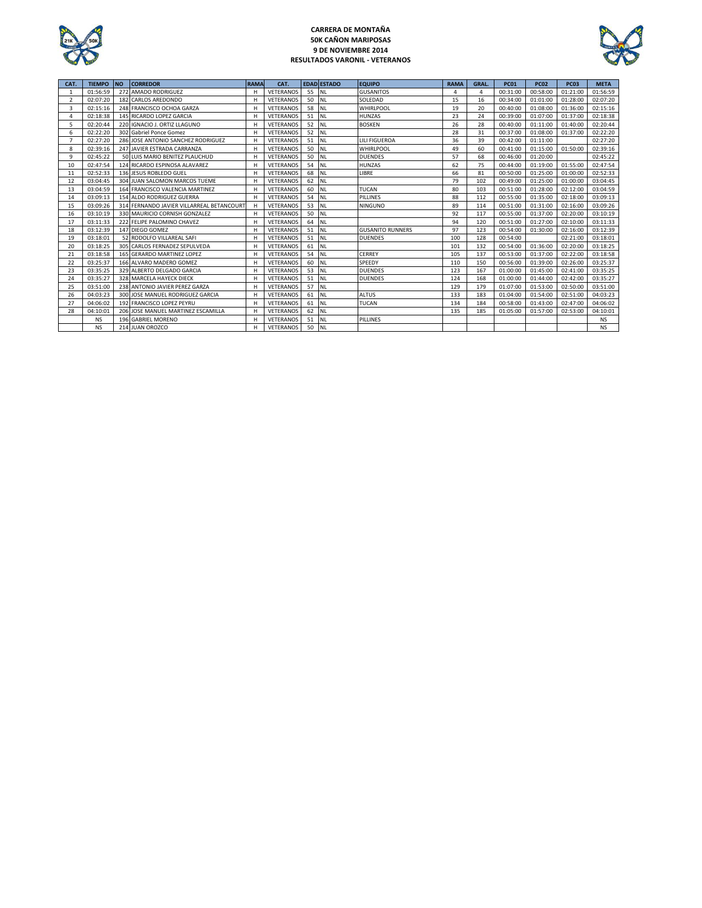**CARRERA DE MONTAÑA**
**50K CAÑON MARIPOSAS**
**9 DE NOVIEMBRE 2014**
**RESULTADOS VARONIL - VETERANOS**

| CAT. | TIEMPO | NO | CORREDOR | RAMA | CAT. | EDAD | ESTADO | EQUIPO | RAMA | GRAL. | PC01 | PC02 | PC03 | META |
|---|---|---|---|---|---|---|---|---|---|---|---|---|---|---|
| 1 | 01:56:59 | 272 | AMADO RODRIGUEZ | H | VETERANOS | 55 | NL | GUSANITOS | 4 | 4 | 00:31:00 | 00:58:00 | 01:21:00 | 01:56:59 |
| 2 | 02:07:20 | 182 | CARLOS AREDONDO | H | VETERANOS | 50 | NL | SOLEDAD | 15 | 16 | 00:34:00 | 01:01:00 | 01:28:00 | 02:07:20 |
| 3 | 02:15:16 | 248 | FRANCISCO OCHOA GARZA | H | VETERANOS | 58 | NL | WHIRLPOOL | 19 | 20 | 00:40:00 | 01:08:00 | 01:36:00 | 02:15:16 |
| 4 | 02:18:38 | 145 | RICARDO LOPEZ GARCIA | H | VETERANOS | 51 | NL | HUNZAS | 23 | 24 | 00:39:00 | 01:07:00 | 01:37:00 | 02:18:38 |
| 5 | 02:20:44 | 220 | IGNACIO J. ORTIZ LLAGUNO | H | VETERANOS | 52 | NL | BOSKEN | 26 | 28 | 00:40:00 | 01:11:00 | 01:40:00 | 02:20:44 |
| 6 | 02:22:20 | 302 | Gabriel Ponce Gomez | H | VETERANOS | 52 | NL | | 28 | 31 | 00:37:00 | 01:08:00 | 01:37:00 | 02:22:20 |
| 7 | 02:27:20 | 286 | JOSE ANTONIO SANCHEZ RODRIGUEZ | H | VETERANOS | 51 | NL | LILI FIGUEROA | 36 | 39 | 00:42:00 | 01:11:00 | | 02:27:20 |
| 8 | 02:39:16 | 247 | JAVIER ESTRADA CARRANZA | H | VETERANOS | 50 | NL | WHIRLPOOL | 49 | 60 | 00:41:00 | 01:15:00 | 01:50:00 | 02:39:16 |
| 9 | 02:45:22 | 50 | LUIS MARIO BENITEZ PLAUCHUD | H | VETERANOS | 50 | NL | DUENDES | 57 | 68 | 00:46:00 | 01:20:00 | | 02:45:22 |
| 10 | 02:47:54 | 124 | RICARDO ESPINOSA ALAVAREZ | H | VETERANOS | 54 | NL | HUNZAS | 62 | 75 | 00:44:00 | 01:19:00 | 01:55:00 | 02:47:54 |
| 11 | 02:52:33 | 136 | JESUS ROBLEDO GUEL | H | VETERANOS | 68 | NL | LIBRE | 66 | 81 | 00:50:00 | 01:25:00 | 01:00:00 | 02:52:33 |
| 12 | 03:04:45 | 304 | JUAN SALOMON MARCOS TUEME | H | VETERANOS | 62 | NL | | 79 | 102 | 00:49:00 | 01:25:00 | 01:00:00 | 03:04:45 |
| 13 | 03:04:59 | 164 | FRANCISCO VALENCIA MARTINEZ | H | VETERANOS | 60 | NL | TUCAN | 80 | 103 | 00:51:00 | 01:28:00 | 02:12:00 | 03:04:59 |
| 14 | 03:09:13 | 154 | ALDO RODRIGUEZ GUERRA | H | VETERANOS | 54 | NL | PILLINES | 88 | 112 | 00:55:00 | 01:35:00 | 02:18:00 | 03:09:13 |
| 15 | 03:09:26 | 314 | FERNANDO JAVIER VILLARREAL BETANCOURT | H | VETERANOS | 53 | NL | NINGUNO | 89 | 114 | 00:51:00 | 01:31:00 | 02:16:00 | 03:09:26 |
| 16 | 03:10:19 | 330 | MAURICIO CORNISH GONZALEZ | H | VETERANOS | 50 | NL | | 92 | 117 | 00:55:00 | 01:37:00 | 02:20:00 | 03:10:19 |
| 17 | 03:11:33 | 222 | FELIPE PALOMINO CHAVEZ | H | VETERANOS | 64 | NL | | 94 | 120 | 00:51:00 | 01:27:00 | 02:10:00 | 03:11:33 |
| 18 | 03:12:39 | 147 | DIEGO GOMEZ | H | VETERANOS | 51 | NL | GUSANITO RUNNERS | 97 | 123 | 00:54:00 | 01:30:00 | 02:16:00 | 03:12:39 |
| 19 | 03:18:01 | 52 | RODOLFO VILLAREAL SAFI | H | VETERANOS | 51 | NL | DUENDES | 100 | 128 | 00:54:00 | | 02:21:00 | 03:18:01 |
| 20 | 03:18:25 | 305 | CARLOS FERNADEZ SEPULVEDA | H | VETERANOS | 61 | NL | | 101 | 132 | 00:54:00 | 01:36:00 | 02:20:00 | 03:18:25 |
| 21 | 03:18:58 | 165 | GERARDO MARTINEZ LOPEZ | H | VETERANOS | 54 | NL | CERREY | 105 | 137 | 00:53:00 | 01:37:00 | 02:22:00 | 03:18:58 |
| 22 | 03:25:37 | 166 | ALVARO MADERO GOMEZ | H | VETERANOS | 60 | NL | SPEEDY | 110 | 150 | 00:56:00 | 01:39:00 | 02:26:00 | 03:25:37 |
| 23 | 03:35:25 | 329 | ALBERTO DELGADO GARCIA | H | VETERANOS | 53 | NL | DUENDES | 123 | 167 | 01:00:00 | 01:45:00 | 02:41:00 | 03:35:25 |
| 24 | 03:35:27 | 328 | MARCELA HAYECK DIECK | H | VETERANOS | 51 | NL | DUENDES | 124 | 168 | 01:00:00 | 01:44:00 | 02:42:00 | 03:35:27 |
| 25 | 03:51:00 | 238 | ANTONIO JAVIER PEREZ GARZA | H | VETERANOS | 57 | NL | | 129 | 179 | 01:07:00 | 01:53:00 | 02:50:00 | 03:51:00 |
| 26 | 04:03:23 | 300 | JOSE MANUEL RODRIGUEZ GARCIA | H | VETERANOS | 61 | NL | ALTUS | 133 | 183 | 01:04:00 | 01:54:00 | 02:51:00 | 04:03:23 |
| 27 | 04:06:02 | 192 | FRANCISCO LOPEZ PEYRU | H | VETERANOS | 61 | NL | TUCAN | 134 | 184 | 00:58:00 | 01:43:00 | 02:47:00 | 04:06:02 |
| 28 | 04:10:01 | 206 | JOSE MANUEL MARTINEZ ESCAMILLA | H | VETERANOS | 62 | NL | | 135 | 185 | 01:05:00 | 01:57:00 | 02:53:00 | 04:10:01 |
| | NS | 196 | GABRIEL MORENO | H | VETERANOS | 51 | NL | PILLINES | | | | | | NS |
| | NS | 214 | JUAN OROZCO | H | VETERANOS | 50 | NL | | | | | | | NS |